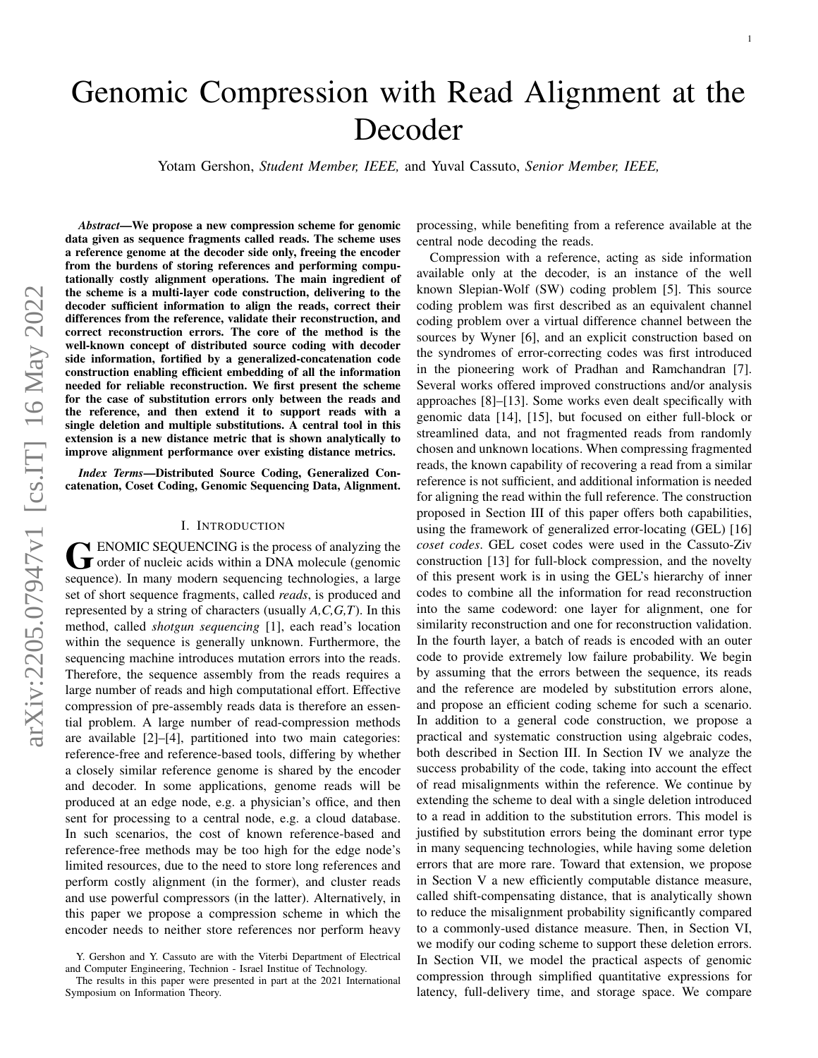# Genomic Compression with Read Alignment at the Decoder

Yotam Gershon, *Student Member, IEEE,* and Yuval Cassuto, *Senior Member, IEEE,*

***Abstract*—We propose a new compression scheme for genomic data given as sequence fragments called reads. The scheme uses a reference genome at the decoder side only, freeing the encoder from the burdens of storing references and performing computationally costly alignment operations. The main ingredient of the scheme is a multi-layer code construction, delivering to the decoder sufficient information to align the reads, correct their differences from the reference, validate their reconstruction, and correct reconstruction errors. The core of the method is the well-known concept of distributed source coding with decoder side information, fortified by a generalized-concatenation code construction enabling efficient embedding of all the information needed for reliable reconstruction. We first present the scheme for the case of substitution errors only between the reads and the reference, and then extend it to support reads with a single deletion and multiple substitutions. A central tool in this extension is a new distance metric that is shown analytically to improve alignment performance over existing distance metrics.**

***Index Terms*—Distributed Source Coding, Generalized Concatenation, Coset Coding, Genomic Sequencing Data, Alignment.**

## I. Introduction

GENOMIC SEQUENCING is the process of analyzing the order of nucleic acids within a DNA molecule (genomic sequence). In many modern sequencing technologies, a large set of short sequence fragments, called *reads*, is produced and represented by a string of characters (usually *A,C,G,T*). In this method, called *shotgun sequencing* [1], each read's location within the sequence is generally unknown. Furthermore, the sequencing machine introduces mutation errors into the reads. Therefore, the sequence assembly from the reads requires a large number of reads and high computational effort. Effective compression of pre-assembly reads data is therefore an essential problem. A large number of read-compression methods are available [2]–[4], partitioned into two main categories: reference-free and reference-based tools, differing by whether a closely similar reference genome is shared by the encoder and decoder. In some applications, genome reads will be produced at an edge node, e.g. a physician's office, and then sent for processing to a central node, e.g. a cloud database. In such scenarios, the cost of known reference-based and reference-free methods may be too high for the edge node's limited resources, due to the need to store long references and perform costly alignment (in the former), and cluster reads and use powerful compressors (in the latter). Alternatively, in this paper we propose a compression scheme in which the encoder needs to neither store references nor perform heavy processing, while benefiting from a reference available at the central node decoding the reads.

Compression with a reference, acting as side information available only at the decoder, is an instance of the well known Slepian-Wolf (SW) coding problem [5]. This source coding problem was first described as an equivalent channel coding problem over a virtual difference channel between the sources by Wyner [6], and an explicit construction based on the syndromes of error-correcting codes was first introduced in the pioneering work of Pradhan and Ramchandran [7]. Several works offered improved constructions and/or analysis approaches [8]–[13]. Some works even dealt specifically with genomic data [14], [15], but focused on either full-block or streamlined data, and not fragmented reads from randomly chosen and unknown locations. When compressing fragmented reads, the known capability of recovering a read from a similar reference is not sufficient, and additional information is needed for aligning the read within the full reference. The construction proposed in Section III of this paper offers both capabilities, using the framework of generalized error-locating (GEL) [16] *coset codes*. GEL coset codes were used in the Cassuto-Ziv construction [13] for full-block compression, and the novelty of this present work is in using the GEL's hierarchy of inner codes to combine all the information for read reconstruction into the same codeword: one layer for alignment, one for similarity reconstruction and one for reconstruction validation. In the fourth layer, a batch of reads is encoded with an outer code to provide extremely low failure probability. We begin by assuming that the errors between the sequence, its reads and the reference are modeled by substitution errors alone, and propose an efficient coding scheme for such a scenario. In addition to a general code construction, we propose a practical and systematic construction using algebraic codes, both described in Section III. In Section IV we analyze the success probability of the code, taking into account the effect of read misalignments within the reference. We continue by extending the scheme to deal with a single deletion introduced to a read in addition to the substitution errors. This model is justified by substitution errors being the dominant error type in many sequencing technologies, while having some deletion errors that are more rare. Toward that extension, we propose in Section V a new efficiently computable distance measure, called shift-compensating distance, that is analytically shown to reduce the misalignment probability significantly compared to a commonly-used distance measure. Then, in Section VI, we modify our coding scheme to support these deletion errors. In Section VII, we model the practical aspects of genomic compression through simplified quantitative expressions for latency, full-delivery time, and storage space. We compare

Y. Gershon and Y. Cassuto are with the Viterbi Department of Electrical and Computer Engineering, Technion - Israel Institue of Technology.

The results in this paper were presented in part at the 2021 International Symposium on Information Theory.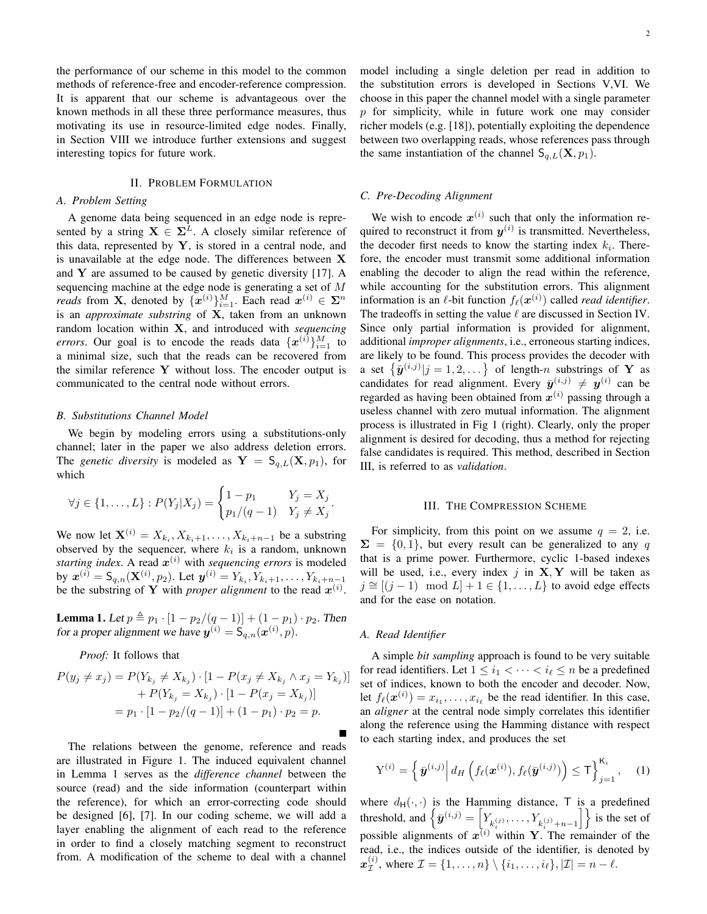the performance of our scheme in this model to the common methods of reference-free and encoder-reference compression. It is apparent that our scheme is advantageous over the known methods in all these three performance measures, thus motivating its use in resource-limited edge nodes. Finally, in Section VIII we introduce further extensions and suggest interesting topics for future work.

## II. Problem Formulation

### A. Problem Setting

A genome data being sequenced in an edge node is represented by a string $\mathbf{X} \in \mathbf{\Sigma}^L$. A closely similar reference of this data, represented by $\mathbf{Y}$, is stored in a central node, and is unavailable at the edge node. The differences between $\mathbf{X}$ and $\mathbf{Y}$ are assumed to be caused by genetic diversity [17]. A sequencing machine at the edge node is generating a set of $M$ *reads* from $\mathbf{X}$, denoted by $\{\boldsymbol{x}^{(i)}\}_{i=1}^{M}$. Each read $\boldsymbol{x}^{(i)} \in \mathbf{\Sigma}^n$ is an *approximate substring* of $\mathbf{X}$, taken from an unknown random location within $\mathbf{X}$, and introduced with *sequencing errors*. Our goal is to encode the reads data $\{\boldsymbol{x}^{(i)}\}_{i=1}^{M}$ to a minimal size, such that the reads can be recovered from the similar reference $\mathbf{Y}$ without loss. The encoder output is communicated to the central node without errors.

### B. Substitutions Channel Model

We begin by modeling errors using a substitutions-only channel; later in the paper we also address deletion errors. The *genetic diversity* is modeled as $\mathbf{Y} = \mathsf{S}_{q,L}(\mathbf{X}, p_1)$, for which

$$\forall j \in \{1, \ldots, L\} : P(Y_j|X_j) = \begin{cases} 1 - p_1 & Y_j = X_j \\ p_1/(q-1) & Y_j \neq X_j \end{cases}.$$

We now let $\mathbf{X}^{(i)} = X_{k_i}, X_{k_i+1}, \ldots, X_{k_i+n-1}$ be a substring observed by the sequencer, where $k_i$ is a random, unknown *starting index*. A read $\boldsymbol{x}^{(i)}$ with *sequencing errors* is modeled by $\boldsymbol{x}^{(i)} = \mathsf{S}_{q,n}(\mathbf{X}^{(i)}, p_2)$. Let $\boldsymbol{y}^{(i)} = Y_{k_i}, Y_{k_i+1}, \ldots, Y_{k_i+n-1}$ be the substring of $\mathbf{Y}$ with *proper alignment* to the read $\boldsymbol{x}^{(i)}$.

**Lemma 1.** *Let $p \triangleq p_1 \cdot [1 - p_2/(q-1)] + (1-p_1) \cdot p_2$. Then for a proper alignment we have $\boldsymbol{y}^{(i)} = \mathsf{S}_{q,n}(\boldsymbol{x}^{(i)}, p)$.*

*Proof:* It follows that

$$\begin{aligned} P(y_j \neq x_j) &= P(Y_{k_j} \neq X_{k_j}) \cdot [1 - P(x_j \neq X_{k_j} \wedge x_j = Y_{k_j})] \\ &\quad + P(Y_{k_j} = X_{k_j}) \cdot [1 - P(x_j = X_{k_j})] \\ &= p_1 \cdot [1 - p_2/(q-1)] + (1-p_1) \cdot p_2 = p. \end{aligned}$$

■

The relations between the genome, reference and reads are illustrated in Figure 1. The induced equivalent channel in Lemma 1 serves as the *difference channel* between the source (read) and the side information (counterpart within the reference), for which an error-correcting code should be designed [6], [7]. In our coding scheme, we will add a layer enabling the alignment of each read to the reference in order to find a closely matching segment to reconstruct from. A modification of the scheme to deal with a channel model including a single deletion per read in addition to the substitution errors is developed in Sections V,VI. We choose in this paper the channel model with a single parameter $p$ for simplicity, while in future work one may consider richer models (e.g. [18]), potentially exploiting the dependence between two overlapping reads, whose references pass through the same instantiation of the channel $\mathsf{S}_{q,L}(\mathbf{X}, p_1)$.

### C. Pre-Decoding Alignment

We wish to encode $\boldsymbol{x}^{(i)}$ such that only the information required to reconstruct it from $\boldsymbol{y}^{(i)}$ is transmitted. Nevertheless, the decoder first needs to know the starting index $k_i$. Therefore, the encoder must transmit some additional information enabling the decoder to align the read within the reference, while accounting for the substitution errors. This alignment information is an $\ell$-bit function $f_\ell(\boldsymbol{x}^{(i)})$ called *read identifier*. The tradeoffs in setting the value $\ell$ are discussed in Section IV. Since only partial information is provided for alignment, additional *improper alignments*, i.e., erroneous starting indices, are likely to be found. This process provides the decoder with a set $\{\bar{\boldsymbol{y}}^{(i,j)} | j = 1, 2, \ldots\}$ of length-$n$ substrings of $\mathbf{Y}$ as candidates for read alignment. Every $\bar{\boldsymbol{y}}^{(i,j)} \neq \boldsymbol{y}^{(i)}$ can be regarded as having been obtained from $\boldsymbol{x}^{(i)}$ passing through a useless channel with zero mutual information. The alignment process is illustrated in Fig 1 (right). Clearly, only the proper alignment is desired for decoding, thus a method for rejecting false candidates is required. This method, described in Section III, is referred to as *validation*.

## III. The Compression Scheme

For simplicity, from this point on we assume $q = 2$, i.e. $\mathbf{\Sigma} = \{0, 1\}$, but every result can be generalized to any $q$ that is a prime power. Furthermore, cyclic 1-based indexes will be used, i.e., every index $j$ in $\mathbf{X}, \mathbf{Y}$ will be taken as $j \cong [(j-1) \mod L] + 1 \in \{1, \ldots, L\}$ to avoid edge effects and for the ease on notation.

### A. Read Identifier

A simple *bit sampling* approach is found to be very suitable for read identifiers. Let $1 \leq i_1 < \cdots < i_\ell \leq n$ be a predefined set of indices, known to both the encoder and decoder. Now, let $f_\ell(\boldsymbol{x}^{(i)}) = x_{i_1}, \ldots, x_{i_\ell}$ be the read identifier. In this case, an *aligner* at the central node simply correlates this identifier along the reference using the Hamming distance with respect to each starting index, and produces the set

$$\mathrm{Y}^{(i)} = \left\{ \bar{\boldsymbol{y}}^{(i,j)} \middle| \, d_H\left(f_\ell(\boldsymbol{x}^{(i)}), f_\ell(\bar{\boldsymbol{y}}^{(i,j)})\right) \leq \mathsf{T} \right\}_{j=1}^{\mathsf{K}_i}, \quad (1)$$

where $d_{\mathsf{H}}(\cdot, \cdot)$ is the Hamming distance, $\mathsf{T}$ is a predefined threshold, and $\left\{\bar{\boldsymbol{y}}^{(i,j)} = \left[Y_{k_i^{(j)}}, \ldots, Y_{k_i^{(j)}+n-1}\right]\right\}$ is the set of possible alignments of $\boldsymbol{x}^{(i)}$ within $\mathbf{Y}$. The remainder of the read, i.e., the indices outside of the identifier, is denoted by $\boldsymbol{x}_{\mathcal{I}}^{(i)}$, where $\mathcal{I} = \{1, \ldots, n\} \setminus \{i_1, \ldots, i_\ell\}, |\mathcal{I}| = n - \ell$.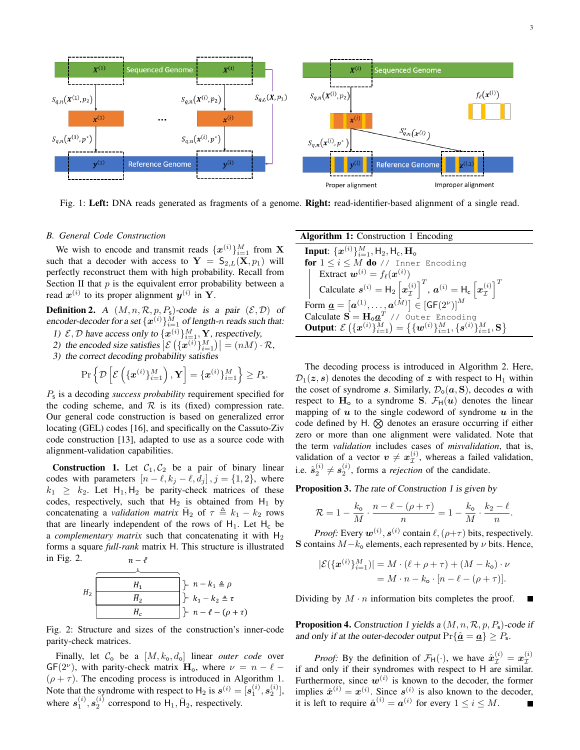Fig. 1: **Left:** DNA reads generated as fragments of a genome. **Right:** read-identifier-based alignment of a single read.

### *B. General Code Construction*

We wish to encode and transmit reads $\{\boldsymbol{x}^{(i)}\}_{i=1}^{M}$ from $\mathbf{X}$ such that a decoder with access to $\mathbf{Y} = \mathsf{S}_{2,L}(\mathbf{X}, p_1)$ will perfectly reconstruct them with high probability. Recall from Section II that $p$ is the equivalent error probability between a read $\boldsymbol{x}^{(i)}$ to its proper alignment $\boldsymbol{y}^{(i)}$ in $\mathbf{Y}$.

**Definition 2.** *A $(M, n, \mathcal{R}, p, P_{\mathsf{s}})$-code is a pair $(\mathcal{E}, \mathcal{D})$ of encoder-decoder for a set $\{\boldsymbol{x}^{(i)}\}_{i=1}^{M}$ of length-$n$ reads such that:*

1) *$\mathcal{E}, \mathcal{D}$ have access only to $\{\boldsymbol{x}^{(i)}\}_{i=1}^{M}, \mathbf{Y}$, respectively,*
2) *the encoded size satisfies $\left|\mathcal{E}\left(\{\boldsymbol{x}^{(i)}\}_{i=1}^{M}\right)\right| = (nM) \cdot \mathcal{R}$,*
3) *the correct decoding probability satisfies*

$$\Pr\left\{\mathcal{D}\left[\mathcal{E}\left(\{\boldsymbol{x}^{(i)}\}_{i=1}^{M}\right), \mathbf{Y}\right] = \{\boldsymbol{x}^{(i)}\}_{i=1}^{M}\right\} \geq P_{\mathsf{s}}.$$

$P_{\mathsf{s}}$ is a decoding *success probability* requirement specified for the coding scheme, and $\mathcal{R}$ is its (fixed) compression rate. Our general code construction is based on generalized error locating (GEL) codes [16], and specifically on the Cassuto-Ziv code construction [13], adapted to use as a source code with alignment-validation capabilities.

**Construction 1.** Let $\mathcal{C}_1, \mathcal{C}_2$ be a pair of binary linear codes with parameters $[n-\ell, k_j - \ell, d_j], j = \{1, 2\}$, where $k_1 \geq k_2$. Let $\mathsf{H}_1, \mathsf{H}_2$ be parity-check matrices of these codes, respectively, such that $\mathsf{H}_2$ is obtained from $\mathsf{H}_1$ by concatenating a *validation matrix* $\bar{\mathsf{H}}_2$ of $\tau \triangleq k_1 - k_2$ rows that are linearly independent of the rows of $\mathsf{H}_1$. Let $\mathsf{H}_{\mathsf{c}}$ be a *complementary matrix* such that concatenating it with $\mathsf{H}_2$ forms a square *full-rank* matrix $\mathsf{H}$. This structure is illustrated in Fig. 2.

| $n-\ell$ | |
|---|---|
| $H_1$ | $n - k_1 \triangleq \rho$ |
| $\bar{H}_2$ | $k_1 - k_2 \triangleq \tau$ |
| $H_c$ | $n - \ell - (\rho + \tau)$ |

Fig. 2: Structure and sizes of the construction's inner-code parity-check matrices.

Finally, let $\mathcal{C}_{\mathsf{o}}$ be a $[M, k_{\mathsf{o}}, d_{\mathsf{o}}]$ linear *outer code* over $\mathsf{GF}(2^{\nu})$, with parity-check matrix $\mathbf{H}_{\mathsf{o}}$, where $\nu = n - \ell - (\rho + \tau)$. The encoding process is introduced in Algorithm 1. Note that the syndrome with respect to $\mathsf{H}_2$ is $\boldsymbol{s}^{(i)} = [\boldsymbol{s}_1^{(i)}, \boldsymbol{s}_2^{(i)}]$, where $\boldsymbol{s}_1^{(i)}, \boldsymbol{s}_2^{(i)}$ correspond to $\mathsf{H}_1, \bar{\mathsf{H}}_2$, respectively.

```
Algorithm 1: Construction 1 Encoding
Input: {x^(i)}_{i=1}^M, H_2, H_c, H_o
for 1 ≤ i ≤ M do  // Inner Encoding
    Extract w^(i) = f_ℓ(x^(i))
    Calculate s^(i) = H_2 [x_I^(i)]^T, a^(i) = H_c [x_I^(i)]^T
Form a = [a^(1), ..., a^(M)] ∈ [GF(2^ν)]^M
Calculate S = H_o a^T  // Outer Encoding
Output: E({x^(i)}_{i=1}^M) = {{w^(i)}_{i=1}^M, {s^(i)}_{i=1}^M, S}
```

The decoding process is introduced in Algorithm 2. Here, $\mathcal{D}_1(\boldsymbol{z}, \boldsymbol{s})$ denotes the decoding of $\boldsymbol{z}$ with respect to $\mathsf{H}_1$ within the coset of syndrome $\boldsymbol{s}$. Similarly, $\mathcal{D}_{\mathsf{o}}(\boldsymbol{a}, \mathbf{S})$, decodes $\boldsymbol{a}$ with respect to $\mathbf{H}_{\mathsf{o}}$ to a syndrome $\mathbf{S}$. $\mathcal{F}_{\mathsf{H}}(\boldsymbol{u})$ denotes the linear mapping of $\boldsymbol{u}$ to the single codeword of syndrome $\boldsymbol{u}$ in the code defined by $\mathsf{H}$. $\bigotimes$ denotes an erasure occurring if either zero or more than one alignment were validated. Note that the term *validation* includes cases of *misvalidation*, that is, validation of a vector $\boldsymbol{v} \neq \boldsymbol{x}_{\mathcal{I}}^{(i)}$, whereas a failed validation, i.e. $\hat{\boldsymbol{s}}_2^{(i)} \neq \boldsymbol{s}_2^{(i)}$, forms a *rejection* of the candidate.

**Proposition 3.** *The rate of Construction 1 is given by*

$$\mathcal{R} = 1 - \frac{k_{\mathsf{o}}}{M} \cdot \frac{n - \ell - (\rho + \tau)}{n} = 1 - \frac{k_{\mathsf{o}}}{M} \cdot \frac{k_2 - \ell}{n}.$$

*Proof:* Every $\boldsymbol{w}^{(i)}, \boldsymbol{s}^{(i)}$ contain $\ell, (\rho+\tau)$ bits, respectively. $\mathbf{S}$ contains $M - k_{\mathsf{o}}$ elements, each represented by $\nu$ bits. Hence,

$$\begin{aligned}|\mathcal{E}(\{\boldsymbol{x}^{(i)}\}_{i=1}^{M})| &= M \cdot (\ell + \rho + \tau) + (M - k_{\mathsf{o}}) \cdot \nu \\ &= M \cdot n - k_{\mathsf{o}} \cdot [n - \ell - (\rho + \tau)].\end{aligned}$$

Dividing by $M \cdot n$ information bits completes the proof. ■

**Proposition 4.** *Construction 1 yields a $(M, n, \mathcal{R}, p, P_{\mathsf{s}})$-code if and only if at the outer-decoder output $\Pr\{\hat{\underline{\boldsymbol{a}}} = \underline{\boldsymbol{a}}\} \geq P_{\mathsf{s}}$.*

*Proof:* By the definition of $\mathcal{F}_{\mathsf{H}}(\cdot)$, we have $\hat{\boldsymbol{x}}_{\mathcal{I}}^{(i)} = \boldsymbol{x}_{\mathcal{I}}^{(i)}$ if and only if their syndromes with respect to $\mathsf{H}$ are similar. Furthermore, since $\boldsymbol{w}^{(i)}$ is known to the decoder, the former implies $\hat{\boldsymbol{x}}^{(i)} = \boldsymbol{x}^{(i)}$. Since $\boldsymbol{s}^{(i)}$ is also known to the decoder, it is left to require $\hat{\boldsymbol{a}}^{(i)} = \boldsymbol{a}^{(i)}$ for every $1 \leq i \leq M$. ■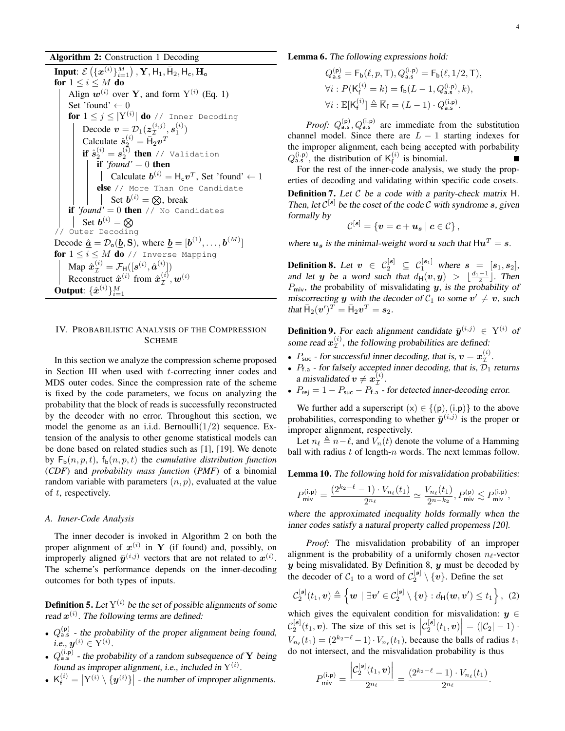**Algorithm 2:** Construction 1 Decoding

```
Input: E({x^(i)}_{i=1}^M), Y, H_1, H̄_2, H_c, H_o
for 1 ≤ i ≤ M do
    Align w^(i) over Y, and form Y^(i) (Eq. 1)
    Set 'found' ← 0
    for 1 ≤ j ≤ |Y^(i)| do // Inner Decoding
        Decode v = D_1(z_I^(i,j), s_1^(i))
        Calculate ŝ_2^(i) = H̄_2 v^T
        if ŝ_2^(i) = s_2^(i) then // Validation
            if 'found' = 0 then
                Calculate b^(i) = H_c v^T, Set 'found' ← 1
            else // More Than One Candidate
                Set b^(i) = ⊗, break
    if 'found' = 0 then // No Candidates
        Set b^(i) = ⊗
// Outer Decoding
Decode â = D_o(b, S), where b = [b^(1), ..., b^(M)]
for 1 ≤ i ≤ M do // Inverse Mapping
    Map x̂_I^(i) = F_H([s^(i), â^(i)])
    Reconstruct x̂^(i) from x̂_I^(i), w^(i)
Output: {x̂^(i)}_{i=1}^M
```

## IV. Probabilistic Analysis of the Compression Scheme

In this section we analyze the compression scheme proposed in Section III when used with $t$-correcting inner codes and MDS outer codes. Since the compression rate of the scheme is fixed by the code parameters, we focus on analyzing the probability that the block of reads is successfully reconstructed by the decoder with no error. Throughout this section, we model the genome as an i.i.d. Bernoulli$(1/2)$ sequence. Extension of the analysis to other genome statistical models can be done based on related studies such as [1], [19]. We denote by $\mathsf{F_b}(n,p,t)$, $\mathsf{f_b}(n,p,t)$ the *cumulative distribution function* (*CDF*) and *probability mass function* (*PMF*) of a binomial random variable with parameters $(n,p)$, evaluated at the value of $t$, respectively.

### A. Inner-Code Analysis

The inner decoder is invoked in Algorithm 2 on both the proper alignment of $\boldsymbol{x}^{(i)}$ in $\mathbf{Y}$ (if found) and, possibly, on improperly aligned $\bar{\boldsymbol{y}}^{(i,j)}$ vectors that are not related to $\boldsymbol{x}^{(i)}$. The scheme's performance depends on the inner-decoding outcomes for both types of inputs.

**Definition 5.** *Let $\mathrm{Y}^{(i)}$ be the set of possible alignments of some read $\boldsymbol{x}^{(i)}$. The following terms are defined:*

- $Q_{\mathsf{a.s}}^{(\mathsf{p})}$ *- the probability of the proper alignment being found, i.e., $\boldsymbol{y}^{(i)} \in \mathrm{Y}^{(i)}$.*
- $Q_{\mathsf{a.s}}^{(\mathsf{i.p})}$ *- the probability of a random subsequence of $\mathbf{Y}$ being found as improper alignment, i.e., included in $\mathrm{Y}^{(i)}$.*
- $\mathsf{K}_{\mathsf{f}}^{(i)} = \left|\mathrm{Y}^{(i)} \setminus \{\boldsymbol{y}^{(i)}\}\right|$ *- the number of improper alignments.*

**Lemma 6.** *The following expressions hold:*

$$Q_{\mathsf{a.s}}^{(\mathsf{p})} = \mathsf{F_b}(\ell, p, \mathsf{T}), Q_{\mathsf{a.s}}^{(\mathsf{i.p})} = \mathsf{F_b}(\ell, 1/2, \mathsf{T}),$$
$$\forall i : P(\mathsf{K}_{\mathsf{f}}^{(i)} = k) = \mathsf{f_b}(L-1, Q_{\mathsf{a.s}}^{(\mathsf{i.p})}, k),$$
$$\forall i : \mathbb{E}[\mathsf{K}_{\mathsf{f}}^{(i)}] \triangleq \overline{\mathsf{K}}_{\mathsf{f}} = (L-1) \cdot Q_{\mathsf{a.s}}^{(\mathsf{i.p})}.$$

*Proof:* $Q_{\mathsf{a.s}}^{(\mathsf{p})}, Q_{\mathsf{a.s}}^{(\mathsf{i.p})}$ are immediate from the substitution channel model. Since there are $L-1$ starting indexes for the improper alignment, each being accepted with porbability $Q_{\mathsf{a.s}}^{(\mathsf{i.p})}$, the distribution of $\mathsf{K}_{\mathsf{f}}^{(i)}$ is binomial. ∎

For the rest of the inner-code analysis, we study the properties of decoding and validating within specific code cosets.

**Definition 7.** *Let $\mathcal{C}$ be a code with a parity-check matrix $\mathsf{H}$. Then, let $\mathcal{C}^{[\boldsymbol{s}]}$ be the coset of the code $\mathcal{C}$ with syndrome $\boldsymbol{s}$, given formally by*

$$\mathcal{C}^{[\boldsymbol{s}]} = \{\boldsymbol{v} = \boldsymbol{c} + \boldsymbol{u}_{\boldsymbol{s}} \mid \boldsymbol{c} \in \mathcal{C}\},$$

*where $\boldsymbol{u}_{\boldsymbol{s}}$ is the minimal-weight word $\boldsymbol{u}$ such that $\mathsf{H}\boldsymbol{u}^T = \boldsymbol{s}$.*

**Definition 8.** *Let $\boldsymbol{v} \in \mathcal{C}_2^{[\boldsymbol{s}]} \subseteq \mathcal{C}_1^{[\boldsymbol{s}_1]}$ where $\boldsymbol{s} = [\boldsymbol{s}_1, \boldsymbol{s}_2]$, and let $\boldsymbol{y}$ be a word such that $d_{\mathsf{H}}(\boldsymbol{v}, \boldsymbol{y}) > \lfloor \frac{d_1-1}{2} \rfloor$. Then $P_{\mathsf{miv}}$, the probability of misvalidating $\boldsymbol{y}$, is the probability of miscorrecting $\boldsymbol{y}$ with the decoder of $\mathcal{C}_1$ to some $\boldsymbol{v}' \neq \boldsymbol{v}$, such that $\bar{\mathsf{H}}_2(\boldsymbol{v}')^T = \bar{\mathsf{H}}_2\boldsymbol{v}^T = \boldsymbol{s}_2$.*

**Definition 9.** *For each alignment candidate $\bar{\boldsymbol{y}}^{(i,j)} \in \mathrm{Y}^{(i)}$ of some read $\boldsymbol{x}_{\mathcal{I}}^{(i)}$, the following probabilities are defined:*

- $P_{\mathsf{suc}}$ *- for successful inner decoding, that is, $\boldsymbol{v} = \boldsymbol{x}_{\mathcal{I}}^{(i)}$.*
- $P_{\mathsf{f.a}}$ *- for falsely accepted inner decoding, that is, $\mathcal{D}_1$ returns a misvalidated $\boldsymbol{v} \neq \boldsymbol{x}_{\mathcal{I}}^{(i)}$.*
- $P_{\mathsf{rej}} = 1 - P_{\mathsf{suc}} - P_{\mathsf{f.a}}$ *- for detected inner-decoding error.*

We further add a superscript $(\mathsf{x}) \in \{(\mathsf{p}), (\mathsf{i.p})\}$ to the above probabilities, corresponding to whether $\bar{\boldsymbol{y}}^{(i,j)}$ is the proper or improper alignment, respectively.

Let $n_\ell \triangleq n - \ell$, and $V_n(t)$ denote the volume of a Hamming ball with radius $t$ of length-$n$ words. The next lemmas follow.

**Lemma 10.** *The following hold for misvalidation probabilities:*

$$P_{\mathsf{miv}}^{(\mathsf{i.p})} = \frac{(2^{k_2-\ell}-1) \cdot V_{n_\ell}(t_1)}{2^{n_\ell}} \simeq \frac{V_{n_\ell}(t_1)}{2^{n-k_2}}, P_{\mathsf{miv}}^{(\mathsf{p})} \lesssim P_{\mathsf{miv}}^{(\mathsf{i.p})},$$

*where the approximated inequality holds formally when the inner codes satisfy a natural property called properness [20].*

*Proof:* The misvalidation probability of an improper alignment is the probability of a uniformly chosen $n_\ell$-vector $\boldsymbol{y}$ being misvalidated. By Definition 8, $\boldsymbol{y}$ must be decoded by the decoder of $\mathcal{C}_1$ to a word of $\mathcal{C}_2^{[\boldsymbol{s}]} \setminus \{\boldsymbol{v}\}$. Define the set

$$\mathcal{C}_2^{[\boldsymbol{s}]}(t_1, \boldsymbol{v}) \triangleq \left\{\boldsymbol{w} \mid \exists \boldsymbol{v}' \in \mathcal{C}_2^{[\boldsymbol{s}]} \setminus \{\boldsymbol{v}\} : d_{\mathsf{H}}(\boldsymbol{w}, \boldsymbol{v}') \leq t_1\right\}, \quad (2)$$

which gives the equivalent condition for misvalidation: $\boldsymbol{y} \in \mathcal{C}_2^{[\boldsymbol{s}]}(t_1, \boldsymbol{v})$. The size of this set is $\left|\mathcal{C}_2^{[\boldsymbol{s}]}(t_1, \boldsymbol{v})\right| = (|\mathcal{C}_2| - 1) \cdot V_{n_\ell}(t_1) = (2^{k_2-\ell}-1) \cdot V_{n_\ell}(t_1)$, because the balls of radius $t_1$ do not intersect, and the misvalidation probability is thus

$$P_{\mathsf{miv}}^{(\mathsf{i.p})} = \frac{\left|\mathcal{C}_2^{[\boldsymbol{s}]}(t_1, \boldsymbol{v})\right|}{2^{n_\ell}} = \frac{(2^{k_2-\ell}-1) \cdot V_{n_\ell}(t_1)}{2^{n_\ell}}.$$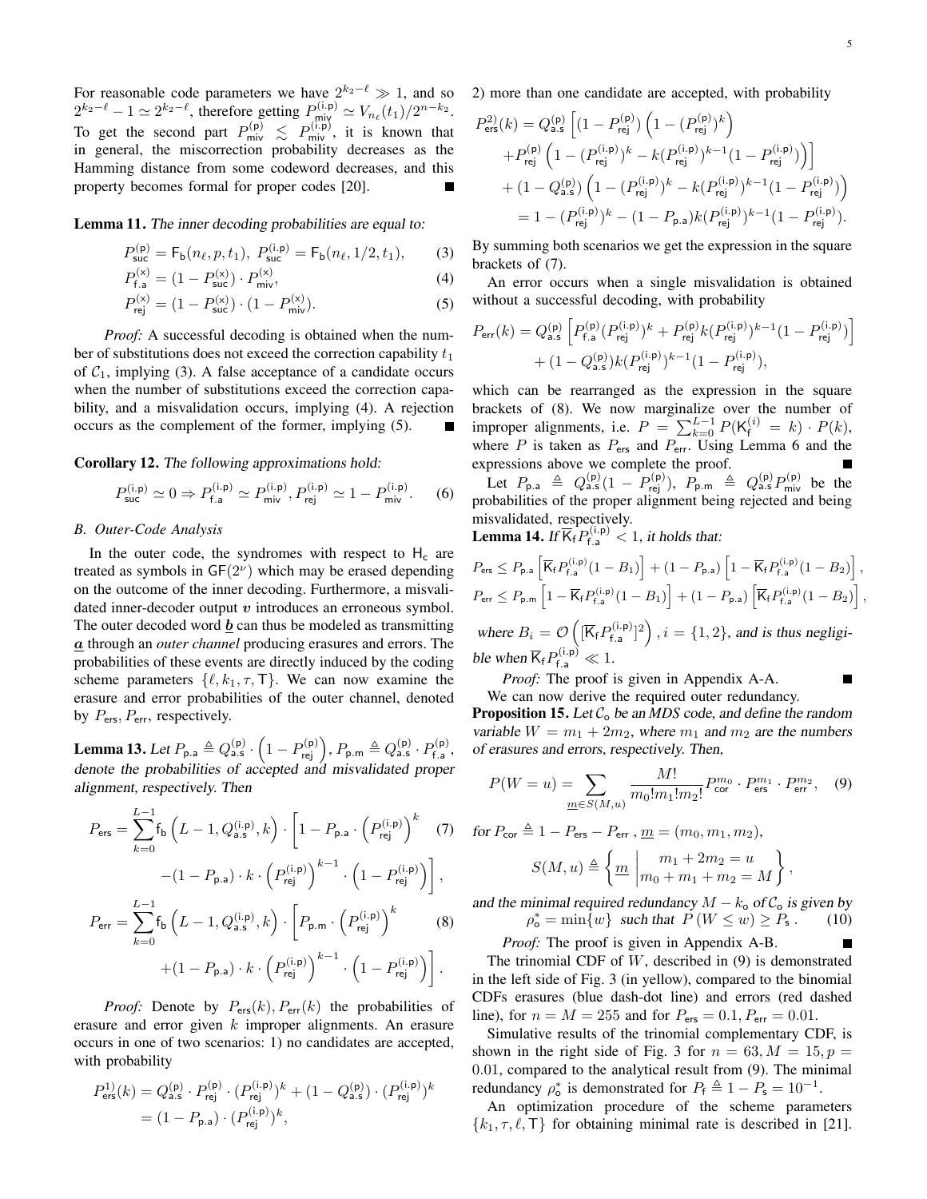For reasonable code parameters we have $2^{k_2-\ell} \gg 1$, and so $2^{k_2-\ell}-1 \simeq 2^{k_2-\ell}$, therefore getting $P^{(\mathsf{i.p})}_{\mathsf{miv}} \simeq V_{n_\ell}(t_1)/2^{n-k_2}$. To get the second part $P^{(\mathsf{p})}_{\mathsf{miv}} \lesssim P^{(\mathsf{i.p})}_{\mathsf{miv}}$, it is known that in general, the miscorrection probability decreases as the Hamming distance from some codeword decreases, and this property becomes formal for proper codes [20]. ∎

**Lemma 11.** *The inner decoding probabilities are equal to:*

$$P^{(\mathsf{p})}_{\mathsf{suc}} = \mathsf{F}_\mathsf{b}(n_\ell, p, t_1),\ P^{(\mathsf{i.p})}_{\mathsf{suc}} = \mathsf{F}_\mathsf{b}(n_\ell, 1/2, t_1), \tag{3}$$

$$P^{(\times)}_{\mathsf{f.a}} = (1 - P^{(\times)}_{\mathsf{suc}}) \cdot P^{(\times)}_{\mathsf{miv}}, \tag{4}$$

$$P^{(\times)}_{\mathsf{rej}} = (1 - P^{(\times)}_{\mathsf{suc}}) \cdot (1 - P^{(\times)}_{\mathsf{miv}}). \tag{5}$$

*Proof:* A successful decoding is obtained when the number of substitutions does not exceed the correction capability $t_1$ of $\mathcal{C}_1$, implying (3). A false acceptance of a candidate occurs when the number of substitutions exceed the correction capability, and a misvalidation occurs, implying (4). A rejection occurs as the complement of the former, implying (5). ∎

**Corollary 12.** *The following approximations hold:*

$$P^{(\mathsf{i.p})}_{\mathsf{suc}} \simeq 0 \Rightarrow P^{(\mathsf{i.p})}_{\mathsf{f.a}} \simeq P^{(\mathsf{i.p})}_{\mathsf{miv}}, P^{(\mathsf{i.p})}_{\mathsf{rej}} \simeq 1 - P^{(\mathsf{i.p})}_{\mathsf{miv}}. \tag{6}$$

### *B. Outer-Code Analysis*

In the outer code, the syndromes with respect to $\mathsf{H}_\mathsf{c}$ are treated as symbols in $\mathsf{GF}(2^\nu)$ which may be erased depending on the outcome of the inner decoding. Furthermore, a misvalidated inner-decoder output $\boldsymbol{v}$ introduces an erroneous symbol. The outer decoded word $\underline{\boldsymbol{b}}$ can thus be modeled as transmitting $\underline{\boldsymbol{a}}$ through an *outer channel* producing erasures and errors. The probabilities of these events are directly induced by the coding scheme parameters $\{\ell, k_1, \tau, \mathsf{T}\}$. We can now examine the erasure and error probabilities of the outer channel, denoted by $P_{\mathsf{ers}}, P_{\mathsf{err}}$, respectively.

**Lemma 13.** *Let $P_{\mathsf{p.a}} \triangleq Q^{(\mathsf{p})}_{\mathsf{a.s}} \cdot \left(1 - P^{(\mathsf{p})}_{\mathsf{rej}}\right), P_{\mathsf{p.m}} \triangleq Q^{(\mathsf{p})}_{\mathsf{a.s}} \cdot P^{(\mathsf{p})}_{\mathsf{f.a}}$, denote the probabilities of accepted and misvalidated proper alignment, respectively. Then*

$$P_{\mathsf{ers}} = \sum_{k=0}^{L-1} \mathsf{f}_\mathsf{b}\left(L-1, Q^{(\mathsf{i.p})}_{\mathsf{a.s}}, k\right) \cdot \left[1 - P_{\mathsf{p.a}} \cdot \left(P^{(\mathsf{i.p})}_{\mathsf{rej}}\right)^k \right. \tag{7}$$
$$\left. -(1 - P_{\mathsf{p.a}}) \cdot k \cdot \left(P^{(\mathsf{i.p})}_{\mathsf{rej}}\right)^{k-1} \cdot \left(1 - P^{(\mathsf{i.p})}_{\mathsf{rej}}\right)\right],$$

$$P_{\mathsf{err}} = \sum_{k=0}^{L-1} \mathsf{f}_\mathsf{b}\left(L-1, Q^{(\mathsf{i.p})}_{\mathsf{a.s}}, k\right) \cdot \left[P_{\mathsf{p.m}} \cdot \left(P^{(\mathsf{i.p})}_{\mathsf{rej}}\right)^k \right. \tag{8}$$
$$\left. +(1 - P_{\mathsf{p.a}}) \cdot k \cdot \left(P^{(\mathsf{i.p})}_{\mathsf{rej}}\right)^{k-1} \cdot \left(1 - P^{(\mathsf{i.p})}_{\mathsf{rej}}\right)\right].$$

*Proof:* Denote by $P_{\mathsf{ers}}(k), P_{\mathsf{err}}(k)$ the probabilities of erasure and error given $k$ improper alignments. An erasure occurs in one of two scenarios: 1) no candidates are accepted, with probability

$$P^{1)}_{\mathsf{ers}}(k) = Q^{(\mathsf{p})}_{\mathsf{a.s}} \cdot P^{(\mathsf{p})}_{\mathsf{rej}} \cdot (P^{(\mathsf{i.p})}_{\mathsf{rej}})^k + (1 - Q^{(\mathsf{p})}_{\mathsf{a.s}}) \cdot (P^{(\mathsf{i.p})}_{\mathsf{rej}})^k$$
$$= (1 - P_{\mathsf{p.a}}) \cdot (P^{(\mathsf{i.p})}_{\mathsf{rej}})^k,$$

2) more than one candidate are accepted, with probability

$$P^{2)}_{\mathsf{ers}}(k) = Q^{(\mathsf{p})}_{\mathsf{a.s}} \left[(1 - P^{(\mathsf{p})}_{\mathsf{rej}})\left(1 - (P^{(\mathsf{p})}_{\mathsf{rej}})^k\right) \right.$$
$$\left. + P^{(\mathsf{p})}_{\mathsf{rej}}\left(1 - (P^{(\mathsf{i.p})}_{\mathsf{rej}})^k - k(P^{(\mathsf{i.p})}_{\mathsf{rej}})^{k-1}(1 - P^{(\mathsf{i.p})}_{\mathsf{rej}})\right)\right]$$
$$+ (1 - Q^{(\mathsf{p})}_{\mathsf{a.s}})\left(1 - (P^{(\mathsf{i.p})}_{\mathsf{rej}})^k - k(P^{(\mathsf{i.p})}_{\mathsf{rej}})^{k-1}(1 - P^{(\mathsf{i.p})}_{\mathsf{rej}})\right)$$
$$= 1 - (P^{(\mathsf{i.p})}_{\mathsf{rej}})^k - (1 - P_{\mathsf{p.a}})k(P^{(\mathsf{i.p})}_{\mathsf{rej}})^{k-1}(1 - P^{(\mathsf{i.p})}_{\mathsf{rej}}).$$

By summing both scenarios we get the expression in the square brackets of (7).

An error occurs when a single misvalidation is obtained without a successful decoding, with probability

$$P_{\mathsf{err}}(k) = Q^{(\mathsf{p})}_{\mathsf{a.s}}\left[P^{(\mathsf{p})}_{\mathsf{f.a}}(P^{(\mathsf{i.p})}_{\mathsf{rej}})^k + P^{(\mathsf{p})}_{\mathsf{rej}}k(P^{(\mathsf{i.p})}_{\mathsf{rej}})^{k-1}(1 - P^{(\mathsf{i.p})}_{\mathsf{rej}})\right]$$
$$+ (1 - Q^{(\mathsf{p})}_{\mathsf{a.s}})k(P^{(\mathsf{i.p})}_{\mathsf{rej}})^{k-1}(1 - P^{(\mathsf{i.p})}_{\mathsf{rej}}),$$

which can be rearranged as the expression in the square brackets of (8). We now marginalize over the number of improper alignments, i.e. $P = \sum_{k=0}^{L-1} P(\mathsf{K}^{(i)}_\mathsf{f} = k) \cdot P(k)$, where $P$ is taken as $P_{\mathsf{ers}}$ and $P_{\mathsf{err}}$. Using Lemma 6 and the expressions above we complete the proof. ∎

Let $P_{\mathsf{p.a}} \triangleq Q^{(\mathsf{p})}_{\mathsf{a.s}}(1 - P^{(\mathsf{p})}_{\mathsf{rej}}),\ P_{\mathsf{p.m}} \triangleq Q^{(\mathsf{p})}_{\mathsf{a.s}} P^{(\mathsf{p})}_{\mathsf{miv}}$ be the probabilities of the proper alignment being rejected and being misvalidated, respectively.

**Lemma 14.** *If $\overline{\mathsf{K}}_\mathsf{f} P^{(\mathsf{i.p})}_{\mathsf{f.a}} < 1$, it holds that:*

$$P_{\mathsf{ers}} \leq P_{\mathsf{p.a}}\left[\overline{\mathsf{K}}_\mathsf{f} P^{(\mathsf{i.p})}_{\mathsf{f.a}}(1 - B_1)\right] + (1 - P_{\mathsf{p.a}})\left[1 - \overline{\mathsf{K}}_\mathsf{f} P^{(\mathsf{i.p})}_{\mathsf{f.a}}(1 - B_2)\right],$$

$$P_{\mathsf{err}} \leq P_{\mathsf{p.m}}\left[1 - \overline{\mathsf{K}}_\mathsf{f} P^{(\mathsf{i.p})}_{\mathsf{f.a}}(1 - B_1)\right] + (1 - P_{\mathsf{p.a}})\left[\overline{\mathsf{K}}_\mathsf{f} P^{(\mathsf{i.p})}_{\mathsf{f.a}}(1 - B_2)\right],$$

*where $B_i = \mathcal{O}\left([\overline{\mathsf{K}}_\mathsf{f} P^{(\mathsf{i.p})}_{\mathsf{f.a}}]^2\right), i = \{1, 2\}$, and is thus negligible when $\overline{\mathsf{K}}_\mathsf{f} P^{(\mathsf{i.p})}_{\mathsf{f.a}} \ll 1$.*

*Proof:* The proof is given in Appendix A-A. ∎

We can now derive the required outer redundancy.

**Proposition 15.** *Let $\mathcal{C}_\mathsf{o}$ be an MDS code, and define the random variable $W = m_1 + 2m_2$, where $m_1$ and $m_2$ are the numbers of erasures and errors, respectively. Then,*

$$P(W = u) = \sum_{\underline{m} \in S(M,u)} \frac{M!}{m_0!m_1!m_2!} P^{m_0}_{\mathsf{cor}} \cdot P^{m_1}_{\mathsf{ers}} \cdot P^{m_2}_{\mathsf{err}}, \tag{9}$$

*for $P_{\mathsf{cor}} \triangleq 1 - P_{\mathsf{ers}} - P_{\mathsf{err}}$, $\underline{m} = (m_0, m_1, m_2)$,*

$$S(M, u) \triangleq \left\{\underline{m}\ \middle|\ \begin{matrix} m_1 + 2m_2 = u \\ m_0 + m_1 + m_2 = M \end{matrix}\right\},$$

*and the minimal required redundancy $M - k_\mathsf{o}$ of $\mathcal{C}_\mathsf{o}$ is given by*

$$\rho^*_\mathsf{o} = \min\{w\} \text{ such that } P(W \leq w) \geq P_\mathsf{s}. \tag{10}$$

*Proof:* The proof is given in Appendix A-B. ∎

The trinomial CDF of $W$, described in (9) is demonstrated in the left side of Fig. 3 (in yellow), compared to the binomial CDFs erasures (blue dash-dot line) and errors (red dashed line), for $n = M = 255$ and for $P_{\mathsf{ers}} = 0.1, P_{\mathsf{err}} = 0.01$.

Simulative results of the trinomial complementary CDF, is shown in the right side of Fig. 3 for $n = 63, M = 15, p = 0.01$, compared to the analytical result from (9). The minimal redundancy $\rho^*_\mathsf{o}$ is demonstrated for $P_\mathsf{f} \triangleq 1 - P_\mathsf{s} = 10^{-1}$.

An optimization procedure of the scheme parameters $\{k_1, \tau, \ell, \mathsf{T}\}$ for obtaining minimal rate is described in [21].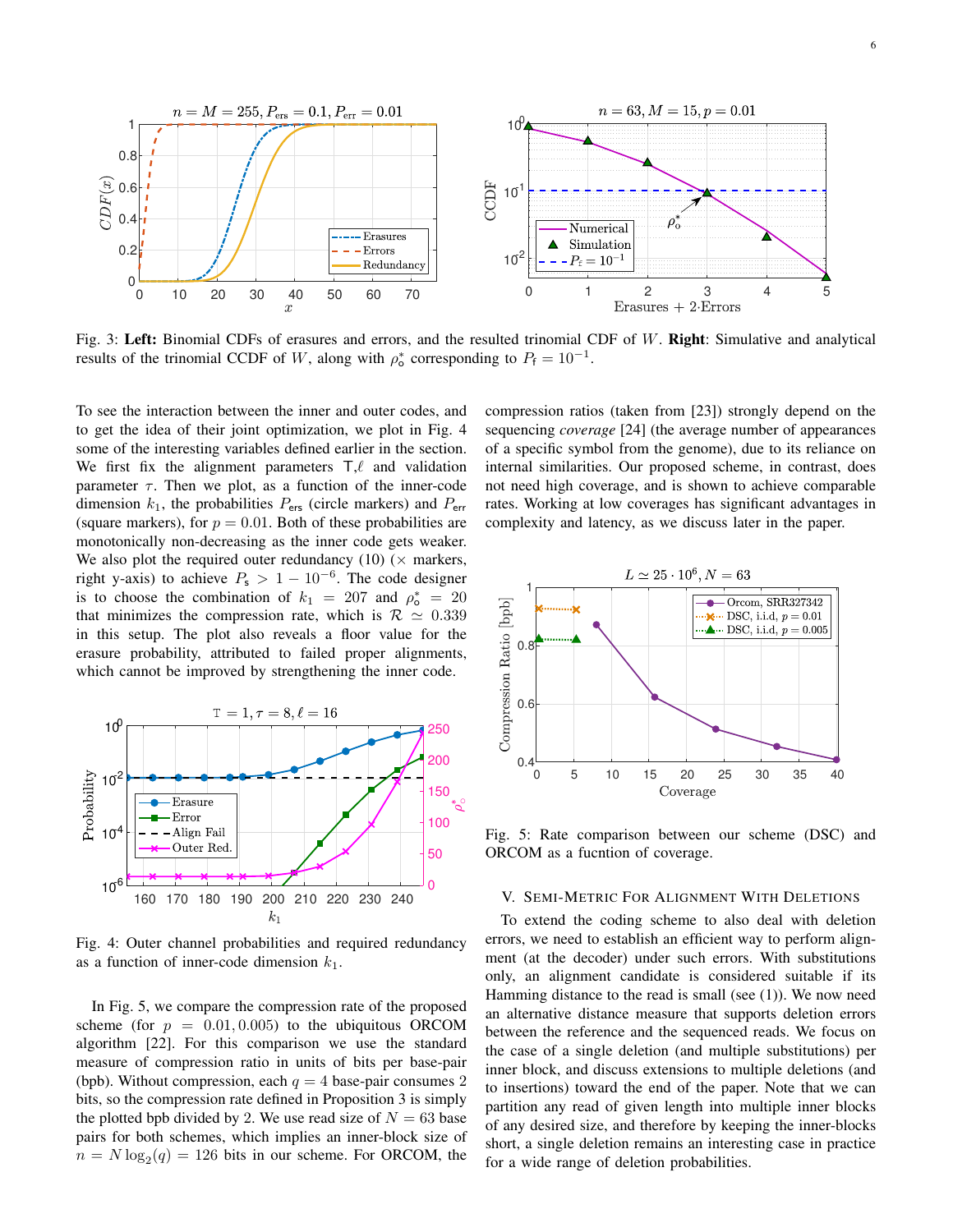Fig. 3: **Left:** Binomial CDFs of erasures and errors, and the resulted trinomial CDF of $W$. **Right**: Simulative and analytical results of the trinomial CCDF of $W$, along with $\rho_\circ^*$ corresponding to $P_\mathsf{f} = 10^{-1}$.

To see the interaction between the inner and outer codes, and to get the idea of their joint optimization, we plot in Fig. 4 some of the interesting variables defined earlier in the section. We first fix the alignment parameters $\mathtt{T}$,$\ell$ and validation parameter $\tau$. Then we plot, as a function of the inner-code dimension $k_1$, the probabilities $P_{\mathsf{ers}}$ (circle markers) and $P_{\mathsf{err}}$ (square markers), for $p = 0.01$. Both of these probabilities are monotonically non-decreasing as the inner code gets weaker. We also plot the required outer redundancy (10) ($\times$ markers, right y-axis) to achieve $P_\mathsf{s} > 1 - 10^{-6}$. The code designer is to choose the combination of $k_1 = 207$ and $\rho_\circ^* = 20$ that minimizes the compression rate, which is $\mathcal{R} \simeq 0.339$ in this setup. The plot also reveals a floor value for the erasure probability, attributed to failed proper alignments, which cannot be improved by strengthening the inner code.

Fig. 4: Outer channel probabilities and required redundancy as a function of inner-code dimension $k_1$.

In Fig. 5, we compare the compression rate of the proposed scheme (for $p = 0.01, 0.005$) to the ubiquitous ORCOM algorithm [22]. For this comparison we use the standard measure of compression ratio in units of bits per base-pair (bpb). Without compression, each $q = 4$ base-pair consumes 2 bits, so the compression rate defined in Proposition 3 is simply the plotted bpb divided by 2. We use read size of $N = 63$ base pairs for both schemes, which implies an inner-block size of $n = N\log_2(q) = 126$ bits in our scheme. For ORCOM, the compression ratios (taken from [23]) strongly depend on the sequencing *coverage* [24] (the average number of appearances of a specific symbol from the genome), due to its reliance on internal similarities. Our proposed scheme, in contrast, does not need high coverage, and is shown to achieve comparable rates. Working at low coverages has significant advantages in complexity and latency, as we discuss later in the paper.

Fig. 5: Rate comparison between our scheme (DSC) and ORCOM as a fucntion of coverage.

## V. Semi-Metric For Alignment With Deletions

To extend the coding scheme to also deal with deletion errors, we need to establish an efficient way to perform alignment (at the decoder) under such errors. With substitutions only, an alignment candidate is considered suitable if its Hamming distance to the read is small (see (1)). We now need an alternative distance measure that supports deletion errors between the reference and the sequenced reads. We focus on the case of a single deletion (and multiple substitutions) per inner block, and discuss extensions to multiple deletions (and to insertions) toward the end of the paper. Note that we can partition any read of given length into multiple inner blocks of any desired size, and therefore by keeping the inner-blocks short, a single deletion remains an interesting case in practice for a wide range of deletion probabilities.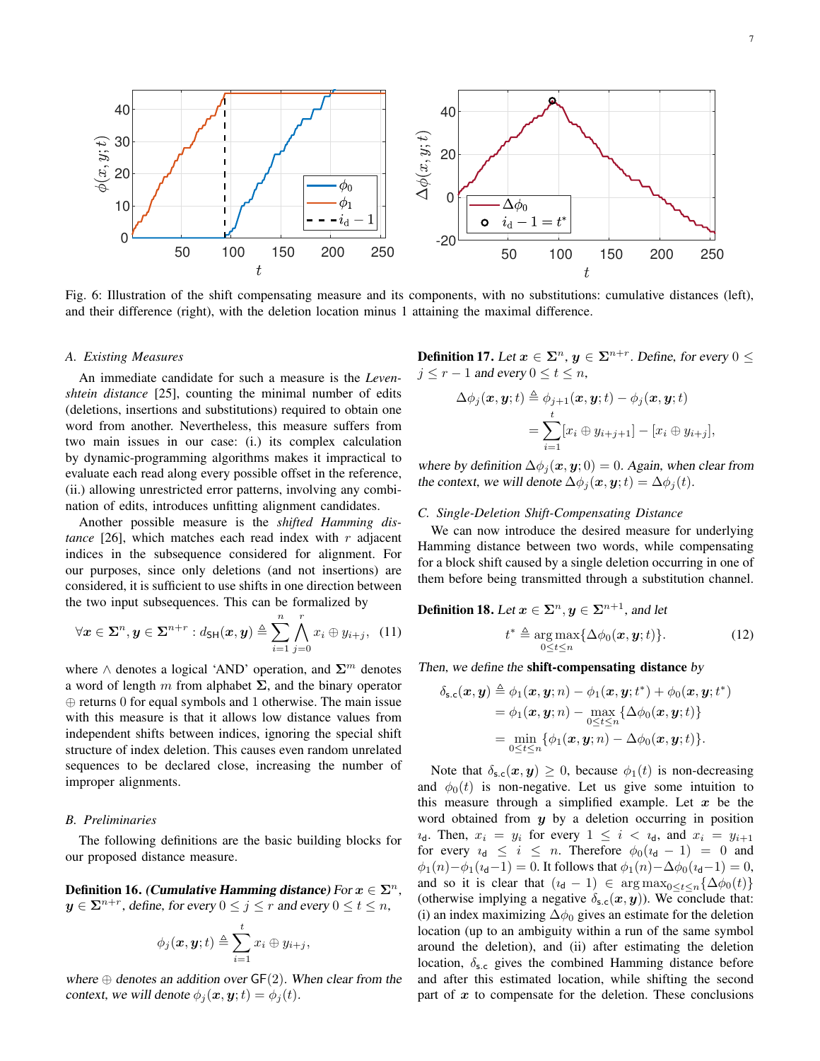Fig. 6: Illustration of the shift compensating measure and its components, with no substitutions: cumulative distances (left), and their difference (right), with the deletion location minus 1 attaining the maximal difference.

### A. Existing Measures

An immediate candidate for such a measure is the *Levenshtein distance* [25], counting the minimal number of edits (deletions, insertions and substitutions) required to obtain one word from another. Nevertheless, this measure suffers from two main issues in our case: (i.) its complex calculation by dynamic-programming algorithms makes it impractical to evaluate each read along every possible offset in the reference, (ii.) allowing unrestricted error patterns, involving any combination of edits, introduces unfitting alignment candidates.

Another possible measure is the *shifted Hamming distance* [26], which matches each read index with $r$ adjacent indices in the subsequence considered for alignment. For our purposes, since only deletions (and not insertions) are considered, it is sufficient to use shifts in one direction between the two input subsequences. This can be formalized by

$$\forall \boldsymbol{x} \in \boldsymbol{\Sigma}^n, \boldsymbol{y} \in \boldsymbol{\Sigma}^{n+r} : d_{\mathsf{SH}}(\boldsymbol{x}, \boldsymbol{y}) \triangleq \sum_{i=1}^{n} \bigwedge_{j=0}^{r} x_i \oplus y_{i+j}, \quad (11)$$

where $\wedge$ denotes a logical 'AND' operation, and $\boldsymbol{\Sigma}^m$ denotes a word of length $m$ from alphabet $\boldsymbol{\Sigma}$, and the binary operator $\oplus$ returns 0 for equal symbols and 1 otherwise. The main issue with this measure is that it allows low distance values from independent shifts between indices, ignoring the special structure of index deletion. This causes even random unrelated sequences to be declared close, increasing the number of improper alignments.

### B. Preliminaries

The following definitions are the basic building blocks for our proposed distance measure.

**Definition 16.** ***(Cumulative Hamming distance)*** *For $\boldsymbol{x} \in \boldsymbol{\Sigma}^n$, $\boldsymbol{y} \in \boldsymbol{\Sigma}^{n+r}$, define, for every $0 \le j \le r$ and every $0 \le t \le n$,*

$$\phi_j(\boldsymbol{x}, \boldsymbol{y}; t) \triangleq \sum_{i=1}^{t} x_i \oplus y_{i+j},$$

*where $\oplus$ denotes an addition over $\mathsf{GF}(2)$. When clear from the context, we will denote $\phi_j(\boldsymbol{x}, \boldsymbol{y}; t) = \phi_j(t)$.*

**Definition 17.** *Let $\boldsymbol{x} \in \boldsymbol{\Sigma}^n$, $\boldsymbol{y} \in \boldsymbol{\Sigma}^{n+r}$. Define, for every $0 \le j \le r-1$ and every $0 \le t \le n$,*

$$\begin{aligned}\Delta\phi_j(\boldsymbol{x}, \boldsymbol{y}; t) &\triangleq \phi_{j+1}(\boldsymbol{x}, \boldsymbol{y}; t) - \phi_j(\boldsymbol{x}, \boldsymbol{y}; t) \\ &= \sum_{i=1}^{t} [x_i \oplus y_{i+j+1}] - [x_i \oplus y_{i+j}],\end{aligned}$$

*where by definition $\Delta\phi_j(\boldsymbol{x}, \boldsymbol{y}; 0) = 0$. Again, when clear from the context, we will denote $\Delta\phi_j(\boldsymbol{x}, \boldsymbol{y}; t) = \Delta\phi_j(t)$.*

### C. Single-Deletion Shift-Compensating Distance

We can now introduce the desired measure for underlying Hamming distance between two words, while compensating for a block shift caused by a single deletion occurring in one of them before being transmitted through a substitution channel.

**Definition 18.** *Let $\boldsymbol{x} \in \boldsymbol{\Sigma}^n, \boldsymbol{y} \in \boldsymbol{\Sigma}^{n+1}$, and let*

$$t^* \triangleq \underset{0 \le t \le n}{\arg\max} \{\Delta\phi_0(\boldsymbol{x}, \boldsymbol{y}; t)\}. \quad (12)$$

*Then, we define the* **shift-compensating distance** *by*

$$\begin{aligned}\delta_{\mathsf{s.c}}(\boldsymbol{x}, \boldsymbol{y}) &\triangleq \phi_1(\boldsymbol{x}, \boldsymbol{y}; n) - \phi_1(\boldsymbol{x}, \boldsymbol{y}; t^*) + \phi_0(\boldsymbol{x}, \boldsymbol{y}; t^*) \\ &= \phi_1(\boldsymbol{x}, \boldsymbol{y}; n) - \max_{0 \le t \le n} \{\Delta\phi_0(\boldsymbol{x}, \boldsymbol{y}; t)\} \\ &= \min_{0 \le t \le n} \{\phi_1(\boldsymbol{x}, \boldsymbol{y}; n) - \Delta\phi_0(\boldsymbol{x}, \boldsymbol{y}; t)\}.\end{aligned}$$

Note that $\delta_{\mathsf{s.c}}(\boldsymbol{x}, \boldsymbol{y}) \ge 0$, because $\phi_1(t)$ is non-decreasing and $\phi_0(t)$ is non-negative. Let us give some intuition to this measure through a simplified example. Let $\boldsymbol{x}$ be the word obtained from $\boldsymbol{y}$ by a deletion occurring in position $\imath_{\mathsf{d}}$. Then, $x_i = y_i$ for every $1 \le i < \imath_{\mathsf{d}}$, and $x_i = y_{i+1}$ for every $\imath_{\mathsf{d}} \le i \le n$. Therefore $\phi_0(\imath_{\mathsf{d}} - 1) = 0$ and $\phi_1(n) - \phi_1(\imath_{\mathsf{d}} - 1) = 0$. It follows that $\phi_1(n) - \Delta\phi_0(\imath_{\mathsf{d}} - 1) = 0$, and so it is clear that $(\imath_{\mathsf{d}} - 1) \in \arg\max_{0 \le t \le n}\{\Delta\phi_0(t)\}$ (otherwise implying a negative $\delta_{\mathsf{s.c}}(\boldsymbol{x}, \boldsymbol{y})$). We conclude that: (i) an index maximizing $\Delta\phi_0$ gives an estimate for the deletion location (up to an ambiguity within a run of the same symbol around the deletion), and (ii) after estimating the deletion location, $\delta_{\mathsf{s.c}}$ gives the combined Hamming distance before and after this estimated location, while shifting the second part of $\boldsymbol{x}$ to compensate for the deletion. These conclusions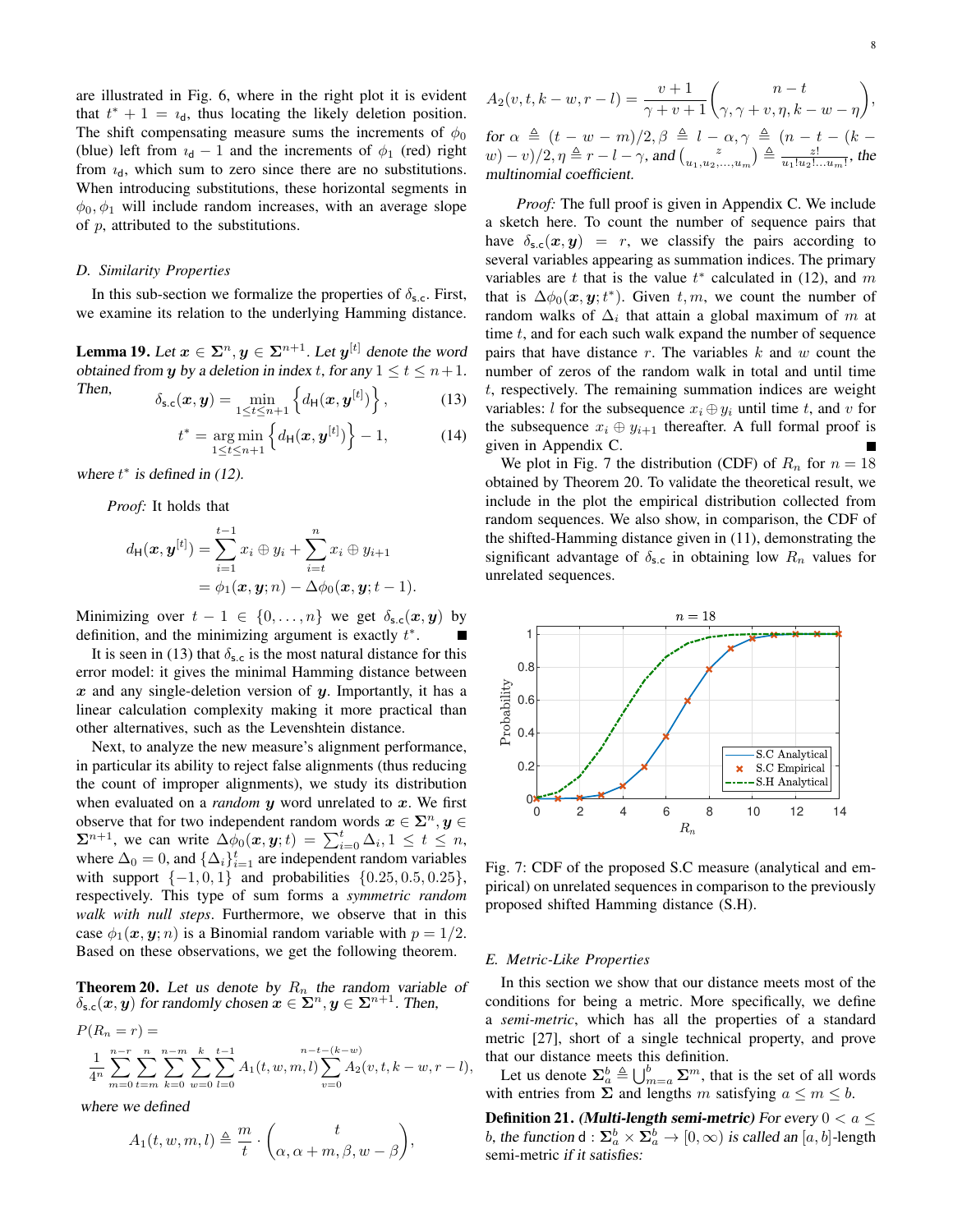are illustrated in Fig. 6, where in the right plot it is evident that $t^* + 1 = \imath_{\mathsf{d}}$, thus locating the likely deletion position. The shift compensating measure sums the increments of $\phi_0$ (blue) left from $\imath_{\mathsf{d}} - 1$ and the increments of $\phi_1$ (red) right from $\imath_{\mathsf{d}}$, which sum to zero since there are no substitutions. When introducing substitutions, these horizontal segments in $\phi_0, \phi_1$ will include random increases, with an average slope of $p$, attributed to the substitutions.

### D. Similarity Properties

In this sub-section we formalize the properties of $\delta_{\mathsf{s.c}}$. First, we examine its relation to the underlying Hamming distance.

**Lemma 19.** *Let $\boldsymbol{x} \in \boldsymbol{\Sigma}^n, \boldsymbol{y} \in \boldsymbol{\Sigma}^{n+1}$. Let $\boldsymbol{y}^{[t]}$ denote the word obtained from $\boldsymbol{y}$ by a deletion in index $t$, for any $1 \le t \le n+1$. Then,*

$$\delta_{\mathsf{s.c}}(\boldsymbol{x}, \boldsymbol{y}) = \min_{1 \le t \le n+1} \left\{ d_{\mathsf{H}}(\boldsymbol{x}, \boldsymbol{y}^{[t]}) \right\}, \tag{13}$$

$$t^* = \underset{1 \le t \le n+1}{\arg\min} \left\{ d_{\mathsf{H}}(\boldsymbol{x}, \boldsymbol{y}^{[t]}) \right\} - 1, \tag{14}$$

*where $t^*$ is defined in (12).*

*Proof:* It holds that

$$\begin{aligned} d_{\mathsf{H}}(\boldsymbol{x}, \boldsymbol{y}^{[t]}) &= \sum_{i=1}^{t-1} x_i \oplus y_i + \sum_{i=t}^{n} x_i \oplus y_{i+1} \\ &= \phi_1(\boldsymbol{x}, \boldsymbol{y}; n) - \Delta\phi_0(\boldsymbol{x}, \boldsymbol{y}; t-1). \end{aligned}$$

Minimizing over $t - 1 \in \{0, \ldots, n\}$ we get $\delta_{\mathsf{s.c}}(\boldsymbol{x}, \boldsymbol{y})$ by definition, and the minimizing argument is exactly $t^*$. ■

It is seen in (13) that $\delta_{\mathsf{s.c}}$ is the most natural distance for this error model: it gives the minimal Hamming distance between $\boldsymbol{x}$ and any single-deletion version of $\boldsymbol{y}$. Importantly, it has a linear calculation complexity making it more practical than other alternatives, such as the Levenshtein distance.

Next, to analyze the new measure's alignment performance, in particular its ability to reject false alignments (thus reducing the count of improper alignments), we study its distribution when evaluated on a *random* $\boldsymbol{y}$ word unrelated to $\boldsymbol{x}$. We first observe that for two independent random words $\boldsymbol{x} \in \boldsymbol{\Sigma}^n, \boldsymbol{y} \in \boldsymbol{\Sigma}^{n+1}$, we can write $\Delta\phi_0(\boldsymbol{x}, \boldsymbol{y}; t) = \sum_{i=0}^{t} \Delta_i, 1 \le t \le n$, where $\Delta_0 = 0$, and $\{\Delta_i\}_{i=1}^{t}$ are independent random variables with support $\{-1, 0, 1\}$ and probabilities $\{0.25, 0.5, 0.25\}$, respectively. This type of sum forms a *symmetric random walk with null steps*. Furthermore, we observe that in this case $\phi_1(\boldsymbol{x}, \boldsymbol{y}; n)$ is a Binomial random variable with $p = 1/2$. Based on these observations, we get the following theorem.

**Theorem 20.** *Let us denote by $R_n$ the random variable of $\delta_{\mathsf{s.c}}(\boldsymbol{x}, \boldsymbol{y})$ for randomly chosen $\boldsymbol{x} \in \boldsymbol{\Sigma}^n, \boldsymbol{y} \in \boldsymbol{\Sigma}^{n+1}$. Then,*

$$P(R_n = r) = \frac{1}{4^n} \sum_{m=0}^{n-r} \sum_{t=m}^{n} \sum_{k=0}^{n-m} \sum_{w=0}^{k} \sum_{l=0}^{t-1} A_1(t, w, m, l) \sum_{v=0}^{n-t-(k-w)} A_2(v, t, k-w, r-l),$$

*where we defined*

$$A_1(t, w, m, l) \triangleq \frac{m}{t} \cdot \binom{t}{\alpha, \alpha+m, \beta, w-\beta},$$

$$A_2(v, t, k-w, r-l) = \frac{v+1}{\gamma+v+1} \binom{n-t}{\gamma, \gamma+v, \eta, k-w-\eta},$$

*for $\alpha \triangleq (t-w-m)/2, \beta \triangleq l-\alpha, \gamma \triangleq (n-t-(k-w)-v)/2, \eta \triangleq r-l-\gamma$, and $\binom{z}{u_1, u_2, \ldots, u_m} \triangleq \frac{z!}{u_1! u_2! \ldots u_m!}$, the multinomial coefficient.*

*Proof:* The full proof is given in Appendix C. We include a sketch here. To count the number of sequence pairs that have $\delta_{\mathsf{s.c}}(\boldsymbol{x}, \boldsymbol{y}) = r$, we classify the pairs according to several variables appearing as summation indices. The primary variables are $t$ that is the value $t^*$ calculated in (12), and $m$ that is $\Delta\phi_0(\boldsymbol{x}, \boldsymbol{y}; t^*)$. Given $t, m$, we count the number of random walks of $\Delta_i$ that attain a global maximum of $m$ at time $t$, and for each such walk expand the number of sequence pairs that have distance $r$. The variables $k$ and $w$ count the number of zeros of the random walk in total and until time $t$, respectively. The remaining summation indices are weight variables: $l$ for the subsequence $x_i \oplus y_i$ until time $t$, and $v$ for the subsequence $x_i \oplus y_{i+1}$ thereafter. A full formal proof is given in Appendix C. ■

We plot in Fig. 7 the distribution (CDF) of $R_n$ for $n = 18$ obtained by Theorem 20. To validate the theoretical result, we include in the plot the empirical distribution collected from random sequences. We also show, in comparison, the CDF of the shifted-Hamming distance given in (11), demonstrating the significant advantage of $\delta_{\mathsf{s.c}}$ in obtaining low $R_n$ values for unrelated sequences.

Fig. 7: CDF of the proposed S.C measure (analytical and empirical) on unrelated sequences in comparison to the previously proposed shifted Hamming distance (S.H).

### E. Metric-Like Properties

In this section we show that our distance meets most of the conditions for being a metric. More specifically, we define a *semi-metric*, which has all the properties of a standard metric [27], short of a single technical property, and prove that our distance meets this definition.

Let us denote $\boldsymbol{\Sigma}_a^b \triangleq \bigcup_{m=a}^{b} \boldsymbol{\Sigma}^m$, that is the set of all words with entries from $\boldsymbol{\Sigma}$ and lengths $m$ satisfying $a \le m \le b$.

**Definition 21.** ***(Multi-length semi-metric)*** *For every $0 < a \le b$, the function $\mathsf{d} : \boldsymbol{\Sigma}_a^b \times \boldsymbol{\Sigma}_a^b \to [0, \infty)$ is called an $[a, b]$-length* semi-metric *if it satisfies:*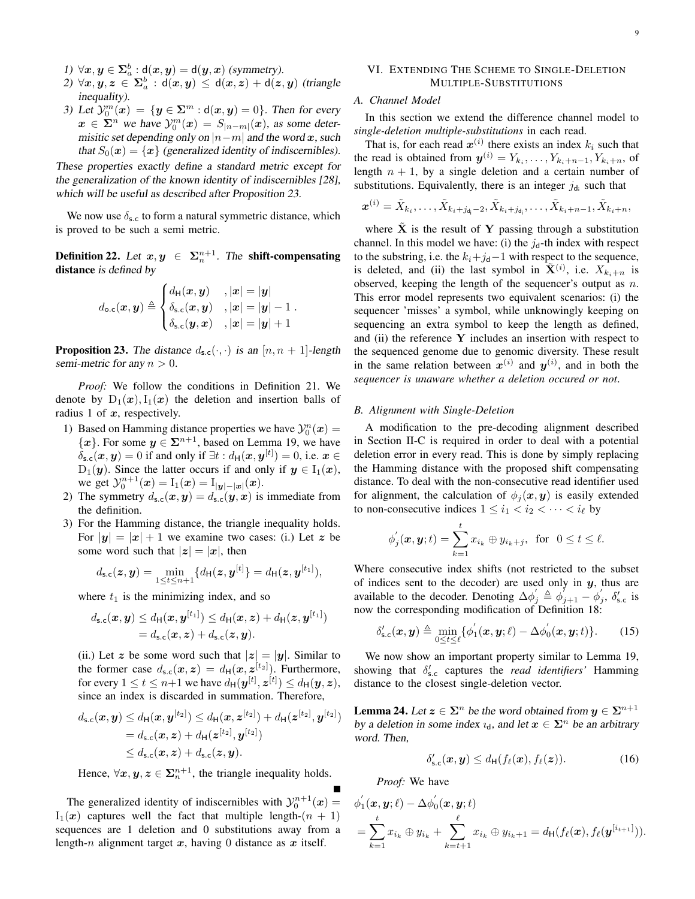1) $\forall \boldsymbol{x}, \boldsymbol{y} \in \boldsymbol{\Sigma}_a^b : \mathsf{d}(\boldsymbol{x}, \boldsymbol{y}) = \mathsf{d}(\boldsymbol{y}, \boldsymbol{x})$ *(symmetry).*
2) $\forall \boldsymbol{x}, \boldsymbol{y}, \boldsymbol{z} \in \boldsymbol{\Sigma}_a^b : \mathsf{d}(\boldsymbol{x}, \boldsymbol{y}) \leq \mathsf{d}(\boldsymbol{x}, \boldsymbol{z}) + \mathsf{d}(\boldsymbol{z}, \boldsymbol{y})$ *(triangle inequality).*
3) *Let* $\mathcal{Y}_0^m(\boldsymbol{x}) = \{\boldsymbol{y} \in \boldsymbol{\Sigma}^m : \mathsf{d}(\boldsymbol{x}, \boldsymbol{y}) = 0\}$. *Then for every* $\boldsymbol{x} \in \boldsymbol{\Sigma}^n$ *we have* $\mathcal{Y}_0^m(\boldsymbol{x}) = S_{|n-m|}(\boldsymbol{x})$, *as some deterministic set depending only on* $|n-m|$ *and the word* $\boldsymbol{x}$, *such that* $S_0(\boldsymbol{x}) = \{\boldsymbol{x}\}$ *(generalized identity of indiscernibles).*

*These properties exactly define a standard metric except for the generalization of the known identity of indiscernibles [28], which will be useful as described after Proposition 23.*

We now use $\delta_{\mathsf{s.c}}$ to form a natural symmetric distance, which is proved to be such a semi metric.

**Definition 22.** *Let* $\boldsymbol{x}, \boldsymbol{y} \in \boldsymbol{\Sigma}_n^{n+1}$. *The* **shift-compensating distance** *is defined by*

$$d_{\mathsf{o.c}}(\boldsymbol{x}, \boldsymbol{y}) \triangleq \begin{cases} d_{\mathsf{H}}(\boldsymbol{x}, \boldsymbol{y}) & , |\boldsymbol{x}| = |\boldsymbol{y}| \\ \delta_{\mathsf{s.c}}(\boldsymbol{x}, \boldsymbol{y}) & , |\boldsymbol{x}| = |\boldsymbol{y}| - 1 \\ \delta_{\mathsf{s.c}}(\boldsymbol{y}, \boldsymbol{x}) & , |\boldsymbol{x}| = |\boldsymbol{y}| + 1 \end{cases}.$$

**Proposition 23.** *The distance* $d_{\mathsf{s.c}}(\cdot,\cdot)$ *is an* $[n, n+1]$*-length semi-metric for any* $n > 0$.

*Proof:* We follow the conditions in Definition 21. We denote by $\mathrm{D}_1(\boldsymbol{x}), \mathrm{I}_1(\boldsymbol{x})$ the deletion and insertion balls of radius 1 of $\boldsymbol{x}$, respectively.

1) Based on Hamming distance properties we have $\mathcal{Y}_0^n(\boldsymbol{x}) = \{\boldsymbol{x}\}$. For some $\boldsymbol{y} \in \boldsymbol{\Sigma}^{n+1}$, based on Lemma 19, we have $\delta_{\mathsf{s.c}}(\boldsymbol{x}, \boldsymbol{y}) = 0$ if and only if $\exists t : d_{\mathsf{H}}(\boldsymbol{x}, \boldsymbol{y}^{[t]}) = 0$, i.e. $\boldsymbol{x} \in \mathrm{D}_1(\boldsymbol{y})$. Since the latter occurs if and only if $\boldsymbol{y} \in \mathrm{I}_1(\boldsymbol{x})$, we get $\mathcal{Y}_0^{n+1}(\boldsymbol{x}) = \mathrm{I}_1(\boldsymbol{x}) = \mathrm{I}_{|\boldsymbol{y}|-|\boldsymbol{x}|}(\boldsymbol{x})$.
2) The symmetry $d_{\mathsf{s.c}}(\boldsymbol{x}, \boldsymbol{y}) = d_{\mathsf{s.c}}(\boldsymbol{y}, \boldsymbol{x})$ is immediate from the definition.
3) For the Hamming distance, the triangle inequality holds. For $|\boldsymbol{y}| = |\boldsymbol{x}| + 1$ we examine two cases: (i.) Let $\boldsymbol{z}$ be some word such that $|\boldsymbol{z}| = |\boldsymbol{x}|$, then

$$d_{\mathsf{s.c}}(\boldsymbol{z}, \boldsymbol{y}) = \min_{1 \leq t \leq n+1} \{d_{\mathsf{H}}(\boldsymbol{z}, \boldsymbol{y}^{[t]}\} = d_{\mathsf{H}}(\boldsymbol{z}, \boldsymbol{y}^{[t_1]}),$$

where $t_1$ is the minimizing index, and so

$$\begin{aligned} d_{\mathsf{s.c}}(\boldsymbol{x}, \boldsymbol{y}) &\leq d_{\mathsf{H}}(\boldsymbol{x}, \boldsymbol{y}^{[t_1]}) \leq d_{\mathsf{H}}(\boldsymbol{x}, \boldsymbol{z}) + d_{\mathsf{H}}(\boldsymbol{z}, \boldsymbol{y}^{[t_1]}) \\ &= d_{\mathsf{s.c}}(\boldsymbol{x}, \boldsymbol{z}) + d_{\mathsf{s.c}}(\boldsymbol{z}, \boldsymbol{y}). \end{aligned}$$

(ii.) Let $\boldsymbol{z}$ be some word such that $|\boldsymbol{z}| = |\boldsymbol{y}|$. Similar to the former case $d_{\mathsf{s.c}}(\boldsymbol{x}, \boldsymbol{z}) = d_{\mathsf{H}}(\boldsymbol{x}, \boldsymbol{z}^{[t_2]})$. Furthermore, for every $1 \leq t \leq n+1$ we have $d_{\mathsf{H}}(\boldsymbol{y}^{[t]}, \boldsymbol{z}^{[t]}) \leq d_{\mathsf{H}}(\boldsymbol{y}, \boldsymbol{z})$, since an index is discarded in summation. Therefore,

$$\begin{aligned} d_{\mathsf{s.c}}(\boldsymbol{x}, \boldsymbol{y}) &\leq d_{\mathsf{H}}(\boldsymbol{x}, \boldsymbol{y}^{[t_2]}) \leq d_{\mathsf{H}}(\boldsymbol{x}, \boldsymbol{z}^{[t_2]}) + d_{\mathsf{H}}(\boldsymbol{z}^{[t_2]}, \boldsymbol{y}^{[t_2]}) \\ &= d_{\mathsf{s.c}}(\boldsymbol{x}, \boldsymbol{z}) + d_{\mathsf{H}}(\boldsymbol{z}^{[t_2]}, \boldsymbol{y}^{[t_2]}) \\ &\leq d_{\mathsf{s.c}}(\boldsymbol{x}, \boldsymbol{z}) + d_{\mathsf{s.c}}(\boldsymbol{z}, \boldsymbol{y}). \end{aligned}$$

Hence, $\forall \boldsymbol{x}, \boldsymbol{y}, \boldsymbol{z} \in \boldsymbol{\Sigma}_n^{n+1}$, the triangle inequality holds.

∎

The generalized identity of indiscernibles with $\mathcal{Y}_0^{n+1}(\boldsymbol{x}) = \mathrm{I}_1(\boldsymbol{x})$ captures well the fact that multiple length-$(n+1)$ sequences are 1 deletion and 0 substitutions away from a length-$n$ alignment target $\boldsymbol{x}$, having 0 distance as $\boldsymbol{x}$ itself.

## VI. Extending The Scheme to Single-Deletion Multiple-Substitutions

### A. Channel Model

In this section we extend the difference channel model to *single-deletion multiple-substitutions* in each read.

That is, for each read $\boldsymbol{x}^{(i)}$ there exists an index $k_i$ such that the read is obtained from $\boldsymbol{y}^{(i)} = Y_{k_i}, \ldots, Y_{k_i+n-1}, Y_{k_i+n}$, of length $n+1$, by a single deletion and a certain number of substitutions. Equivalently, there is an integer $j_{\mathsf{d}_i}$ such that

$$\boldsymbol{x}^{(i)} = \tilde{X}_{k_i}, \ldots, \tilde{X}_{k_i+j_{\mathsf{d}_i}-2}, \tilde{X}_{k_i+j_{\mathsf{d}_i}}, \ldots, \tilde{X}_{k_i+n-1}, \tilde{X}_{k_i+n},$$

where $\tilde{\mathbf{X}}$ is the result of $\mathbf{Y}$ passing through a substitution channel. In this model we have: (i) the $j_{\mathsf{d}}$-th index with respect to the substring, i.e. the $k_i+j_{\mathsf{d}}-1$ with respect to the sequence, is deleted, and (ii) the last symbol in $\tilde{\mathbf{X}}^{(i)}$, i.e. $X_{k_i+n}$ is observed, keeping the length of the sequencer's output as $n$. This error model represents two equivalent scenarios: (i) the sequencer 'misses' a symbol, while unknowingly keeping on sequencing an extra symbol to keep the length as defined, and (ii) the reference $\mathbf{Y}$ includes an insertion with respect to the sequenced genome due to genomic diversity. These result in the same relation between $\boldsymbol{x}^{(i)}$ and $\boldsymbol{y}^{(i)}$, and in both the *sequencer is unaware whether a deletion occured or not*.

### B. Alignment with Single-Deletion

A modification to the pre-decoding alignment described in Section II-C is required in order to deal with a potential deletion error in every read. This is done by simply replacing the Hamming distance with the proposed shift compensating distance. To deal with the non-consecutive read identifier used for alignment, the calculation of $\phi_j(\boldsymbol{x}, \boldsymbol{y})$ is easily extended to non-consecutive indices $1 \leq i_1 < i_2 < \cdots < i_\ell$ by

$$\phi_j^{'}(\boldsymbol{x}, \boldsymbol{y}; t) = \sum_{k=1}^{t} x_{i_k} \oplus y_{i_k+j}, \text{ for } 0 \leq t \leq \ell.$$

Where consecutive index shifts (not restricted to the subset of indices sent to the decoder) are used only in $\boldsymbol{y}$, thus are available to the decoder. Denoting $\Delta\phi_j^{'} \triangleq \phi_{j+1}^{'} - \phi_j^{'}$, $\delta_{\mathsf{s.c}}^{'}$ is now the corresponding modification of Definition 18:

$$\delta_{\mathsf{s.c}}^{'}(\boldsymbol{x}, \boldsymbol{y}) \triangleq \min_{0 \leq t \leq \ell} \{\phi_1^{'}(\boldsymbol{x}, \boldsymbol{y}; \ell) - \Delta\phi_0^{'}(\boldsymbol{x}, \boldsymbol{y}; t)\}. \qquad (15)$$

We now show an important property similar to Lemma 19, showing that $\delta_{\mathsf{s.c}}^{'}$ captures the *read identifiers'* Hamming distance to the closest single-deletion vector.

**Lemma 24.** *Let* $\boldsymbol{z} \in \boldsymbol{\Sigma}^n$ *be the word obtained from* $\boldsymbol{y} \in \boldsymbol{\Sigma}^{n+1}$ *by a deletion in some index* $\imath_{\mathsf{d}}$, *and let* $\boldsymbol{x} \in \boldsymbol{\Sigma}^n$ *be an arbitrary word. Then,*

$$\delta_{\mathsf{s.c}}^{'}(\boldsymbol{x}, \boldsymbol{y}) \leq d_{\mathsf{H}}(f_\ell(\boldsymbol{x}), f_\ell(\boldsymbol{z})). \qquad (16)$$

*Proof:* We have

$$\begin{aligned} &\phi_1^{'}(\boldsymbol{x}, \boldsymbol{y}; \ell) - \Delta\phi_0^{'}(\boldsymbol{x}, \boldsymbol{y}; t) \\ &= \sum_{k=1}^{t} x_{i_k} \oplus y_{i_k} + \sum_{k=t+1}^{\ell} x_{i_k} \oplus y_{i_k+1} = d_{\mathsf{H}}(f_\ell(\boldsymbol{x}), f_\ell(\boldsymbol{y}^{[i_{t+1}]})). \end{aligned}$$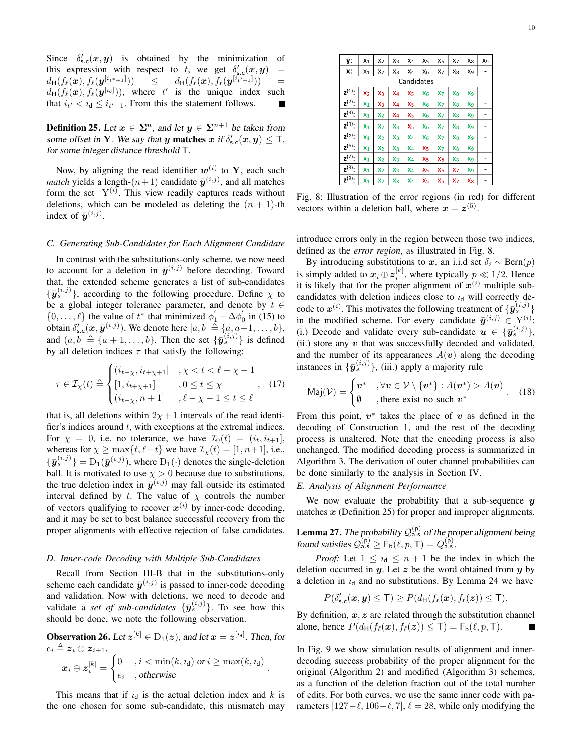Since $\delta'_{\mathsf{s.c}}(\boldsymbol{x},\boldsymbol{y})$ is obtained by the minimization of this expression with respect to $t$, we get $\delta'_{\mathsf{s.c}}(\boldsymbol{x},\boldsymbol{y}) = d_{\mathsf{H}}(f_\ell(\boldsymbol{x}), f_\ell(\boldsymbol{y}^{[i_{t^*+1}]})) \leq d_{\mathsf{H}}(f_\ell(\boldsymbol{x}), f_\ell(\boldsymbol{y}^{[i_{t'+1}]})) = d_{\mathsf{H}}(f_\ell(\boldsymbol{x}), f_\ell(\boldsymbol{y}^{[\imath_{\mathsf{d}}]}))$, where $t'$ is the unique index such that $i_{t'} < \imath_{\mathsf{d}} \leq i_{t'+1}$. From this the statement follows. ∎

**Definition 25.** *Let $\boldsymbol{x} \in \boldsymbol{\Sigma}^n$, and let $\boldsymbol{y} \in \boldsymbol{\Sigma}^{n+1}$ be taken from some offset in $\mathbf{Y}$. We say that $\boldsymbol{y}$* **matches** *$\boldsymbol{x}$ if $\delta'_{\mathsf{s.c}}(\boldsymbol{x},\boldsymbol{y}) \leq \mathsf{T}$, for some integer distance threshold $\mathsf{T}$.*

Now, by aligning the read identifier $\boldsymbol{w}^{(i)}$ to $\mathbf{Y}$, each such *match* yields a length-$(n+1)$ candidate $\bar{\boldsymbol{y}}^{(i,j)}$, and all matches form the set $\mathrm{Y}^{(i)}$. This view readily captures reads without deletions, which can be modeled as deleting the $(n+1)$-th index of $\bar{\boldsymbol{y}}^{(i,j)}$.

### C. Generating Sub-Candidates for Each Alignment Candidate

In contrast with the substitutions-only scheme, we now need to account for a deletion in $\bar{\boldsymbol{y}}^{(i,j)}$ before decoding. Toward that, the extended scheme generates a list of sub-candidates $\{\bar{\boldsymbol{y}}_s^{(i,j)}\}$, according to the following procedure. Define $\chi$ to be a global integer tolerance parameter, and denote by $t \in \{0,\ldots,\ell\}$ the value of $t^*$ that minimized $\phi_1^{'} - \Delta\phi_0^{'}$ in (15) to obtain $\delta'_{\mathsf{s.c}}(\boldsymbol{x}, \bar{\boldsymbol{y}}^{(i,j)})$. We denote here $[a,b] \triangleq \{a, a+1, \ldots, b\}$, and $(a,b] \triangleq \{a+1,\ldots,b\}$. Then the set $\{\bar{\boldsymbol{y}}_s^{(i,j)}\}$ is defined by all deletion indices $\tau$ that satisfy the following:

$$
\tau \in \mathcal{I}_\chi(t) \triangleq \begin{cases} (i_{t-\chi}, i_{t+\chi+1}] & ,\chi < t < \ell-\chi-1 \\ [1, i_{t+\chi+1}] & ,0 \leq t \leq \chi \\ (i_{t-\chi}, n+1] & ,\ell-\chi-1 \leq t \leq \ell \end{cases}, \quad (17)
$$

that is, all deletions within $2\chi+1$ intervals of the read identifier's indices around $t$, with exceptions at the extremal indices. For $\chi = 0$, i.e. no tolerance, we have $\mathcal{I}_0(t) = (i_t, i_{t+1}]$, whereas for $\chi \geq \max\{t, \ell-t\}$ we have $\mathcal{I}_\chi(t) = [1, n+1]$, i.e., $\{\bar{\boldsymbol{y}}_s^{(i,j)}\} = \mathrm{D}_1(\bar{\boldsymbol{y}}^{(i,j)})$, where $\mathrm{D}_1(\cdot)$ denotes the single-deletion ball. It is motivated to use $\chi > 0$ because due to substitutions, the true deletion index in $\bar{\boldsymbol{y}}^{(i,j)}$ may fall outside its estimated interval defined by $t$. The value of $\chi$ controls the number of vectors qualifying to recover $\boldsymbol{x}^{(i)}$ by inner-code decoding, and it may be set to best balance successful recovery from the proper alignments with effective rejection of false candidates.

### D. Inner-code Decoding with Multiple Sub-Candidates

Recall from Section III-B that in the substitutions-only scheme each candidate $\bar{\boldsymbol{y}}^{(i,j)}$ is passed to inner-code decoding and validation. Now with deletions, we need to decode and validate a *set of sub-candidates* $\{\bar{\boldsymbol{y}}_s^{(i,j)}\}$. To see how this should be done, we note the following observation.

**Observation 26.** *Let $\boldsymbol{z}^{[k]} \in \mathrm{D}_1(\boldsymbol{z})$, and let $\boldsymbol{x} = \boldsymbol{z}^{[\imath_{\mathsf{d}}]}$. Then, for $e_i \triangleq \boldsymbol{z}_i \oplus \boldsymbol{z}_{i+1}$,*

$$
\boldsymbol{x}_i \oplus \boldsymbol{z}_i^{[k]} = \begin{cases} 0 & ,i < \min(k,\imath_{\mathsf{d}}) \text{ or } i \geq \max(k,\imath_{\mathsf{d}}) \\ e_i & ,\text{otherwise} \end{cases}.
$$

This means that if $\imath_{\mathsf{d}}$ is the actual deletion index and $k$ is the one chosen for some sub-candidate, this mismatch may introduce errors only in the region between those two indices, defined as the *error region*, as illustrated in Fig. 8.

| $\mathbf{y}$: | $x_1$ | $x_2$ | $x_3$ | $x_4$ | $x_5$ | $x_6$ | $x_7$ | $x_8$ | $x_9$ |
|---|---|---|---|---|---|---|---|---|---|
| $\mathbf{x}$: | $x_1$ | $x_2$ | $x_3$ | $x_4$ | $x_6$ | $x_7$ | $x_8$ | $x_9$ | - |
| Candidates | | | | | | | | | |
| $\mathbf{z}^{(1)}$: | $x_2$ | $x_3$ | $x_4$ | $x_5$ | $x_6$ | $x_7$ | $x_8$ | $x_9$ | - |
| $\mathbf{z}^{(2)}$: | $x_1$ | $x_3$ | $x_4$ | $x_5$ | $x_6$ | $x_7$ | $x_8$ | $x_9$ | - |
| $\mathbf{z}^{(3)}$: | $x_1$ | $x_2$ | $x_4$ | $x_5$ | $x_6$ | $x_7$ | $x_8$ | $x_9$ | - |
| $\mathbf{z}^{(4)}$: | $x_1$ | $x_2$ | $x_3$ | $x_5$ | $x_6$ | $x_7$ | $x_8$ | $x_9$ | - |
| $\mathbf{z}^{(5)}$: | $x_1$ | $x_2$ | $x_3$ | $x_4$ | $x_6$ | $x_7$ | $x_8$ | $x_9$ | - |
| $\mathbf{z}^{(6)}$: | $x_1$ | $x_2$ | $x_3$ | $x_4$ | $x_5$ | $x_7$ | $x_8$ | $x_9$ | - |
| $\mathbf{z}^{(7)}$: | $x_1$ | $x_2$ | $x_3$ | $x_4$ | $x_5$ | $x_6$ | $x_8$ | $x_9$ | - |
| $\mathbf{z}^{(8)}$: | $x_1$ | $x_2$ | $x_3$ | $x_4$ | $x_5$ | $x_6$ | $x_7$ | $x_9$ | - |
| $\mathbf{z}^{(9)}$: | $x_1$ | $x_2$ | $x_3$ | $x_4$ | $x_5$ | $x_6$ | $x_7$ | $x_8$ | - |

Fig. 8: Illustration of the error regions (in red) for different vectors within a deletion ball, where $\boldsymbol{x} = \boldsymbol{z}^{(5)}$.

By introducing substitutions to $\boldsymbol{x}$, an i.i.d set $\delta_i \sim \mathrm{Bern}(p)$ is simply added to $\boldsymbol{x}_i \oplus \boldsymbol{z}_i^{[k]}$, where typically $p \ll 1/2$. Hence it is likely that for the proper alignment of $\boldsymbol{x}^{(i)}$ multiple sub-candidates with deletion indices close to $\imath_{\mathsf{d}}$ will correctly decode to $\boldsymbol{x}^{(i)}$. This motivates the following treatment of $\{\bar{\boldsymbol{y}}_s^{(i,j)}\}$ in the modified scheme. For every candidate $\bar{\boldsymbol{y}}^{(i,j)} \in \mathrm{Y}^{(i)}$: (i.) Decode and validate every sub-candidate $\boldsymbol{u} \in \{\bar{\boldsymbol{y}}_s^{(i,j)}\}$, (ii.) store any $\boldsymbol{v}$ that was successfully decoded and validated, and the number of its appearances $A(\boldsymbol{v})$ along the decoding instances in $\{\bar{\boldsymbol{y}}_s^{(i,j)}\}$, (iii.) apply a majority rule

$$
\mathsf{Maj}(\mathcal{V}) = \begin{cases} \boldsymbol{v}^* & ,\forall \boldsymbol{v} \in \mathcal{V}\setminus\{\boldsymbol{v}^*\} : A(\boldsymbol{v}^*) > A(\boldsymbol{v}) \\ \emptyset & ,\text{there exist no such } \boldsymbol{v}^* \end{cases}. \quad (18)
$$

From this point, $\boldsymbol{v}^*$ takes the place of $\boldsymbol{v}$ as defined in the decoding of Construction 1, and the rest of the decoding process is unaltered. Note that the encoding process is also unchanged. The modified decoding process is summarized in Algorithm 3. The derivation of outer channel probabilities can be done similarly to the analysis in Section IV.

### E. Analysis of Alignment Performance

We now evaluate the probability that a sub-sequence $\boldsymbol{y}$ matches $\boldsymbol{x}$ (Definition 25) for proper and improper alignments.

**Lemma 27.** *The probability $\mathcal{Q}_{\mathsf{a.s}}^{(\mathsf{p})}$ of the proper alignment being found satisfies $\mathcal{Q}_{\mathsf{a.s}}^{(\mathsf{p})} \geq \mathsf{F_b}(\ell, p, \mathsf{T}) = Q_{\mathsf{a.s}}^{(\mathsf{p})}$.*

*Proof:* Let $1 \leq \imath_{\mathsf{d}} \leq n+1$ be the index in which the deletion occurred in $\boldsymbol{y}$. Let $\boldsymbol{z}$ be the word obtained from $\boldsymbol{y}$ by a deletion in $\imath_{\mathsf{d}}$ and no substitutions. By Lemma 24 we have

$$
P(\delta'_{\mathsf{s.c}}(\boldsymbol{x},\boldsymbol{y}) \leq \mathsf{T}) \geq P(d_{\mathsf{H}}(f_\ell(\boldsymbol{x}), f_\ell(\boldsymbol{z})) \leq \mathsf{T}).
$$

By definition, $\boldsymbol{x}, \boldsymbol{z}$ are related through the substitution channel alone, hence $P(d_{\mathsf{H}}(f_\ell(\boldsymbol{x}), f_\ell(\boldsymbol{z})) \leq \mathsf{T}) = \mathsf{F_b}(\ell, p, \mathsf{T})$. ∎

In Fig. 9 we show simulation results of alignment and inner-decoding success probability of the proper alignment for the original (Algorithm 2) and modified (Algorithm 3) schemes, as a function of the deletion fraction out of the total number of edits. For both curves, we use the same inner code with parameters $[127-\ell, 106-\ell, 7]$, $\ell = 28$, while only modifying the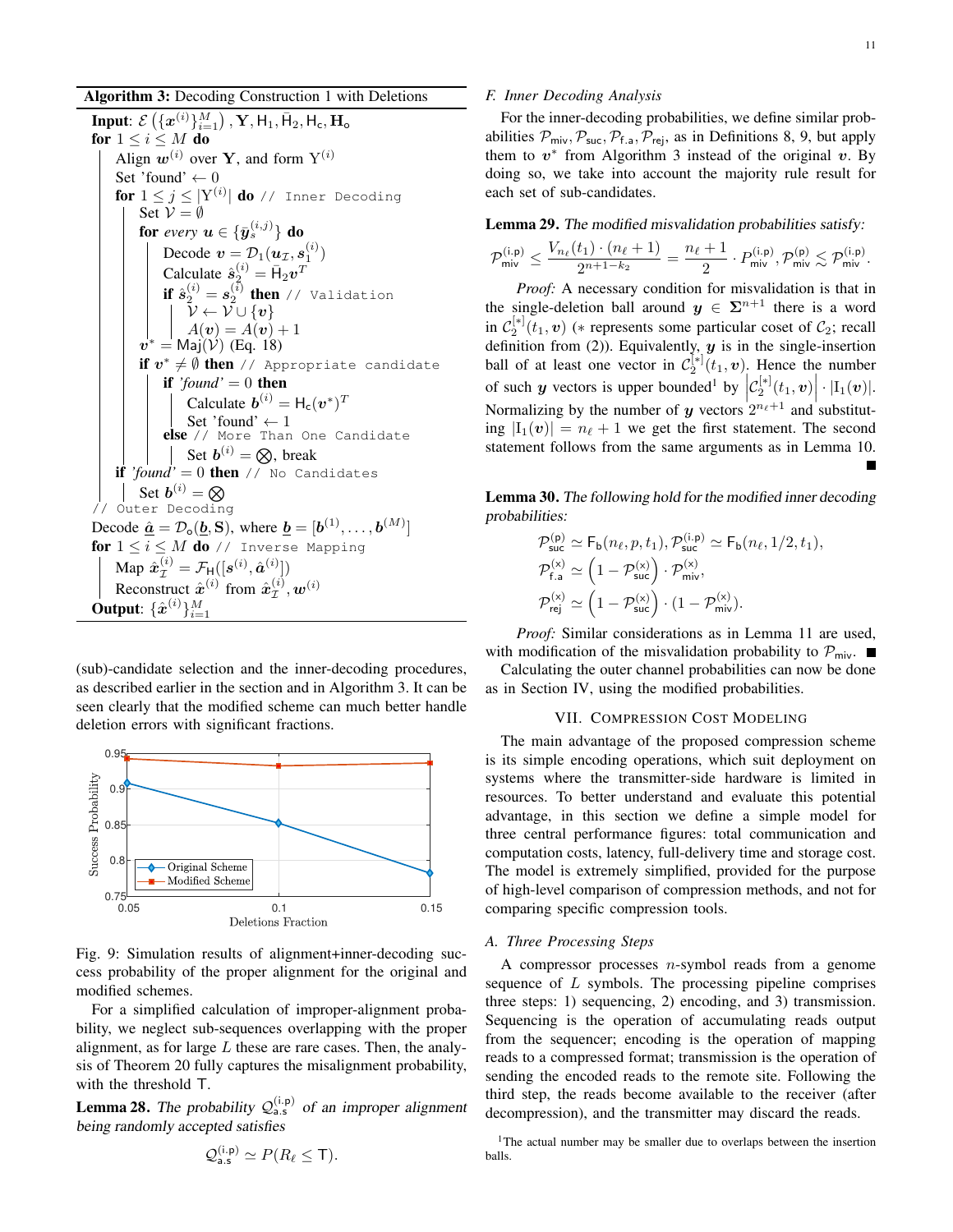**Algorithm 3:** Decoding Construction 1 with Deletions

```
Input: E({x^(i)}_{i=1}^M), Y, H_1, H̄_2, H_c, H_o
for 1 ≤ i ≤ M do
    Align w^(i) over Y, and form Y^(i)
    Set 'found' ← 0
    for 1 ≤ j ≤ |Y^(i)| do // Inner Decoding
        Set V = ∅
        for every u ∈ {ȳ_s^(i,j)} do
            Decode v = D_1(u_I, s_1^(i))
            Calculate ŝ_2^(i) = H̄_2 v^T
            if ŝ_2^(i) = s_2^(i) then // Validation
                V ← V ∪ {v}
                A(v) = A(v) + 1
        v* = Maj(V) (Eq. 18)
        if v* ≠ ∅ then // Appropriate candidate
            if 'found' = 0 then
                Calculate b^(i) = H_c(v*)^T
                Set 'found' ← 1
            else // More Than One Candidate
                Set b^(i) = ⊗, break
    if 'found' = 0 then // No Candidates
        Set b^(i) = ⊗
// Outer Decoding
Decode â = D_o(b, S), where b = [b^(1), ..., b^(M)]
for 1 ≤ i ≤ M do // Inverse Mapping
    Map x̂_I^(i) = F_H([s^(i), â^(i)])
    Reconstruct x̂^(i) from x̂_I^(i), w^(i)
Output: {x̂^(i)}_{i=1}^M
```

(sub)-candidate selection and the inner-decoding procedures, as described earlier in the section and in Algorithm 3. It can be seen clearly that the modified scheme can much better handle deletion errors with significant fractions.

Fig. 9: Simulation results of alignment+inner-decoding success probability of the proper alignment for the original and modified schemes.

For a simplified calculation of improper-alignment probability, we neglect sub-sequences overlapping with the proper alignment, as for large $L$ these are rare cases. Then, the analysis of Theorem 20 fully captures the misalignment probability, with the threshold $\mathsf{T}$.

**Lemma 28.** *The probability $\mathcal{Q}^{(\mathsf{i.p})}_{\mathsf{a.s}}$ of an improper alignment being randomly accepted satisfies*

$$\mathcal{Q}^{(\mathsf{i.p})}_{\mathsf{a.s}} \simeq P(R_\ell \leq \mathsf{T}).$$

### F. Inner Decoding Analysis

For the inner-decoding probabilities, we define similar probabilities $\mathcal{P}_{\mathsf{miv}}, \mathcal{P}_{\mathsf{suc}}, \mathcal{P}_{\mathsf{f.a}}, \mathcal{P}_{\mathsf{rej}}$, as in Definitions 8, 9, but apply them to $\boldsymbol{v}^*$ from Algorithm 3 instead of the original $\boldsymbol{v}$. By doing so, we take into account the majority rule result for each set of sub-candidates.

**Lemma 29.** *The modified misvalidation probabilities satisfy:*

$$\mathcal{P}^{(\mathsf{i.p})}_{\mathsf{miv}} \leq \frac{V_{n_\ell}(t_1)\cdot(n_\ell+1)}{2^{n+1-k_2}} = \frac{n_\ell+1}{2}\cdot P^{(\mathsf{i.p})}_{\mathsf{miv}}, \mathcal{P}^{(\mathsf{p})}_{\mathsf{miv}} \lesssim \mathcal{P}^{(\mathsf{i.p})}_{\mathsf{miv}}.$$

*Proof:* A necessary condition for misvalidation is that in the single-deletion ball around $\boldsymbol{y} \in \boldsymbol{\Sigma}^{n+1}$ there is a word in $\mathcal{C}_2^{[*]}(t_1, \boldsymbol{v})$ ($*$ represents some particular coset of $\mathcal{C}_2$; recall definition from (2)). Equivalently, $\boldsymbol{y}$ is in the single-insertion ball of at least one vector in $\mathcal{C}_2^{[*]}(t_1, \boldsymbol{v})$. Hence the number of such $\boldsymbol{y}$ vectors is upper bounded[1] by $\left|\mathcal{C}_2^{[*]}(t_1, \boldsymbol{v})\right| \cdot |\mathrm{I}_1(\boldsymbol{v})|$. Normalizing by the number of $\boldsymbol{y}$ vectors $2^{n_\ell+1}$ and substituting $|\mathrm{I}_1(\boldsymbol{v})| = n_\ell + 1$ we get the first statement. The second statement follows from the same arguments as in Lemma 10. ■

**Lemma 30.** *The following hold for the modified inner decoding probabilities:*

$$\mathcal{P}^{(\mathsf{p})}_{\mathsf{suc}} \simeq \mathsf{F_b}(n_\ell, p, t_1), \mathcal{P}^{(\mathsf{i.p})}_{\mathsf{suc}} \simeq \mathsf{F_b}(n_\ell, 1/2, t_1),$$

$$\mathcal{P}^{(\mathsf{x})}_{\mathsf{f.a}} \simeq \left(1 - \mathcal{P}^{(\mathsf{x})}_{\mathsf{suc}}\right)\cdot \mathcal{P}^{(\mathsf{x})}_{\mathsf{miv}},$$

$$\mathcal{P}^{(\mathsf{x})}_{\mathsf{rej}} \simeq \left(1 - \mathcal{P}^{(\mathsf{x})}_{\mathsf{suc}}\right)\cdot (1 - \mathcal{P}^{(\mathsf{x})}_{\mathsf{miv}}).$$

*Proof:* Similar considerations as in Lemma 11 are used, with modification of the misvalidation probability to $\mathcal{P}_{\mathsf{miv}}$. ■

Calculating the outer channel probabilities can now be done as in Section IV, using the modified probabilities.

## VII. Compression Cost Modeling

The main advantage of the proposed compression scheme is its simple encoding operations, which suit deployment on systems where the transmitter-side hardware is limited in resources. To better understand and evaluate this potential advantage, in this section we define a simple model for three central performance figures: total communication and computation costs, latency, full-delivery time and storage cost. The model is extremely simplified, provided for the purpose of high-level comparison of compression methods, and not for comparing specific compression tools.

### A. Three Processing Steps

A compressor processes $n$-symbol reads from a genome sequence of $L$ symbols. The processing pipeline comprises three steps: 1) sequencing, 2) encoding, and 3) transmission. Sequencing is the operation of accumulating reads output from the sequencer; encoding is the operation of mapping reads to a compressed format; transmission is the operation of sending the encoded reads to the remote site. Following the third step, the reads become available to the receiver (after decompression), and the transmitter may discard the reads.

[1] The actual number may be smaller due to overlaps between the insertion balls.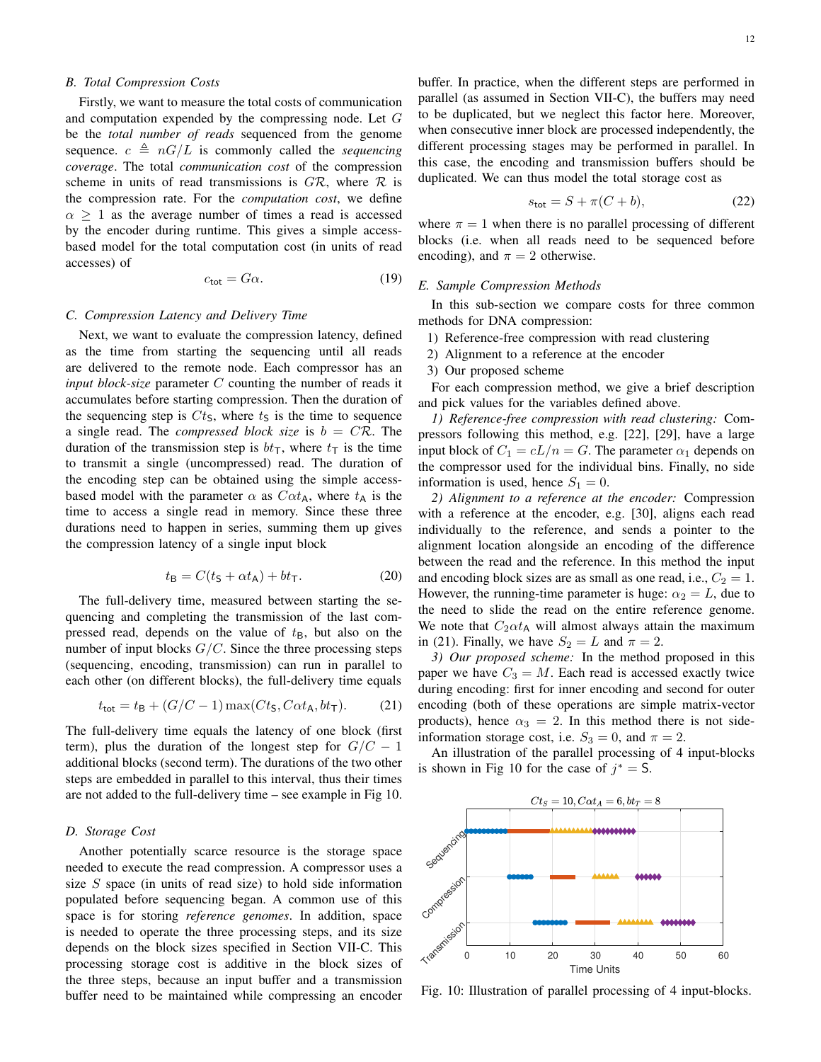### B. Total Compression Costs

Firstly, we want to measure the total costs of communication and computation expended by the compressing node. Let $G$ be the *total number of reads* sequenced from the genome sequence. $c \triangleq nG/L$ is commonly called the *sequencing coverage*. The total *communication cost* of the compression scheme in units of read transmissions is $G\mathcal{R}$, where $\mathcal{R}$ is the compression rate. For the *computation cost*, we define $\alpha \geq 1$ as the average number of times a read is accessed by the encoder during runtime. This gives a simple access-based model for the total computation cost (in units of read accesses) of

$$c_{\mathsf{tot}} = G\alpha. \tag{19}$$

### C. Compression Latency and Delivery Time

Next, we want to evaluate the compression latency, defined as the time from starting the sequencing until all reads are delivered to the remote node. Each compressor has an *input block-size* parameter $C$ counting the number of reads it accumulates before starting compression. Then the duration of the sequencing step is $Ct_{\mathsf{S}}$, where $t_{\mathsf{S}}$ is the time to sequence a single read. The *compressed block size* is $b = C\mathcal{R}$. The duration of the transmission step is $bt_{\mathsf{T}}$, where $t_{\mathsf{T}}$ is the time to transmit a single (uncompressed) read. The duration of the encoding step can be obtained using the simple access-based model with the parameter $\alpha$ as $C\alpha t_{\mathsf{A}}$, where $t_{\mathsf{A}}$ is the time to access a single read in memory. Since these three durations need to happen in series, summing them up gives the compression latency of a single input block

$$t_{\mathsf{B}} = C(t_{\mathsf{S}} + \alpha t_{\mathsf{A}}) + bt_{\mathsf{T}}. \tag{20}$$

The full-delivery time, measured between starting the sequencing and completing the transmission of the last compressed read, depends on the value of $t_{\mathsf{B}}$, but also on the number of input blocks $G/C$. Since the three processing steps (sequencing, encoding, transmission) can run in parallel to each other (on different blocks), the full-delivery time equals

$$t_{\mathsf{tot}} = t_{\mathsf{B}} + (G/C - 1)\max(Ct_{\mathsf{S}}, C\alpha t_{\mathsf{A}}, bt_{\mathsf{T}}). \tag{21}$$

The full-delivery time equals the latency of one block (first term), plus the duration of the longest step for $G/C - 1$ additional blocks (second term). The durations of the two other steps are embedded in parallel to this interval, thus their times are not added to the full-delivery time – see example in Fig 10.

### D. Storage Cost

Another potentially scarce resource is the storage space needed to execute the read compression. A compressor uses a size $S$ space (in units of read size) to hold side information populated before sequencing began. A common use of this space is for storing *reference genomes*. In addition, space is needed to operate the three processing steps, and its size depends on the block sizes specified in Section VII-C. This processing storage cost is additive in the block sizes of the three steps, because an input buffer and a transmission buffer need to be maintained while compressing an encoder buffer. In practice, when the different steps are performed in parallel (as assumed in Section VII-C), the buffers may need to be duplicated, but we neglect this factor here. Moreover, when consecutive inner block are processed independently, the different processing stages may be performed in parallel. In this case, the encoding and transmission buffers should be duplicated. We can thus model the total storage cost as

$$s_{\mathsf{tot}} = S + \pi(C + b), \tag{22}$$

where $\pi = 1$ when there is no parallel processing of different blocks (i.e. when all reads need to be sequenced before encoding), and $\pi = 2$ otherwise.

### E. Sample Compression Methods

In this sub-section we compare costs for three common methods for DNA compression:

1) Reference-free compression with read clustering
2) Alignment to a reference at the encoder
3) Our proposed scheme

For each compression method, we give a brief description and pick values for the variables defined above.

*1) Reference-free compression with read clustering:* Compressors following this method, e.g. [22], [29], have a large input block of $C_1 = cL/n = G$. The parameter $\alpha_1$ depends on the compressor used for the individual bins. Finally, no side information is used, hence $S_1 = 0$.

*2) Alignment to a reference at the encoder:* Compression with a reference at the encoder, e.g. [30], aligns each read individually to the reference, and sends a pointer to the alignment location alongside an encoding of the difference between the read and the reference. In this method the input and encoding block sizes are as small as one read, i.e., $C_2 = 1$. However, the running-time parameter is huge: $\alpha_2 = L$, due to the need to slide the read on the entire reference genome. We note that $C_2\alpha t_{\mathsf{A}}$ will almost always attain the maximum in (21). Finally, we have $S_2 = L$ and $\pi = 2$.

*3) Our proposed scheme:* In the method proposed in this paper we have $C_3 = M$. Each read is accessed exactly twice during encoding: first for inner encoding and second for outer encoding (both of these operations are simple matrix-vector products), hence $\alpha_3 = 2$. In this method there is not side-information storage cost, i.e. $S_3 = 0$, and $\pi = 2$.

An illustration of the parallel processing of 4 input-blocks is shown in Fig 10 for the case of $j^* = \mathsf{S}$.

Fig. 10: Illustration of parallel processing of 4 input-blocks.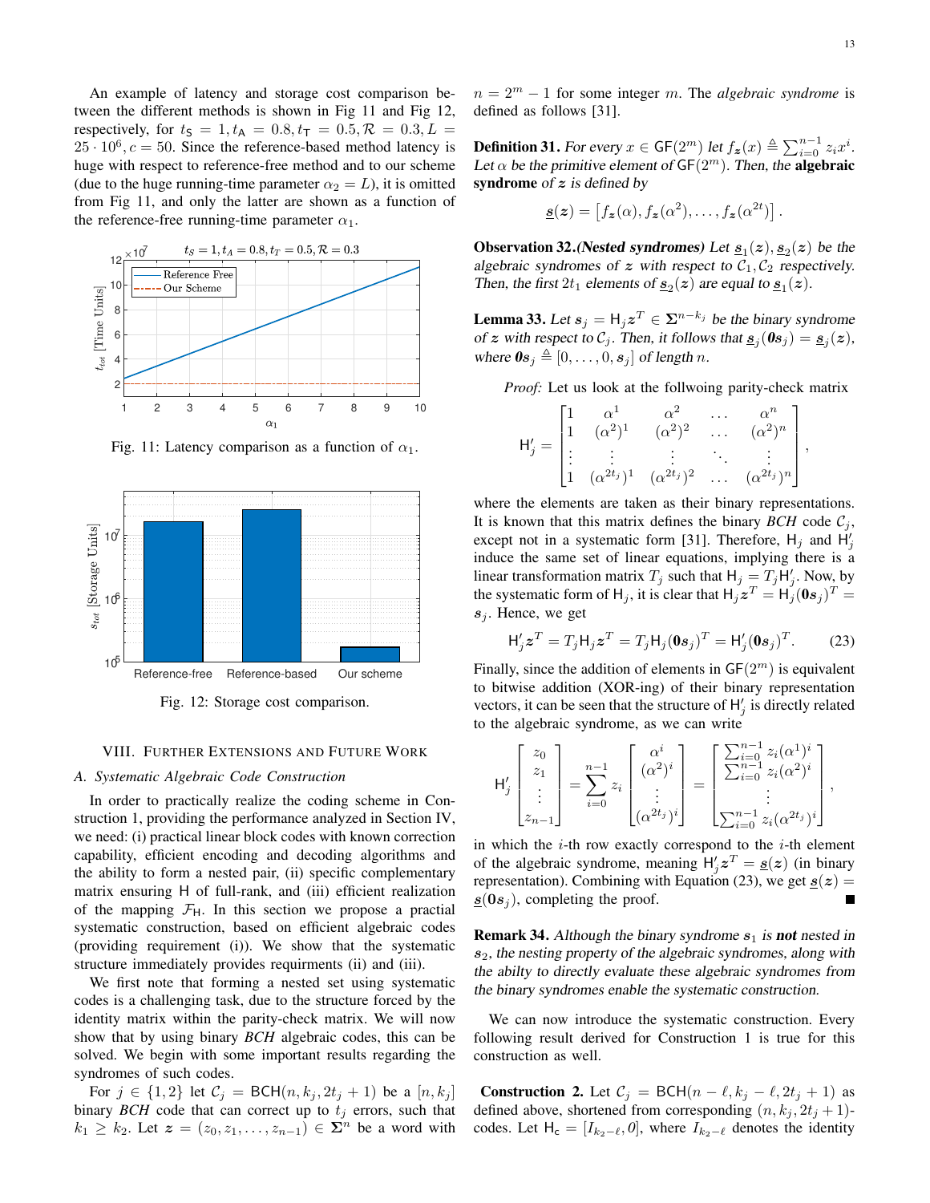An example of latency and storage cost comparison between the different methods is shown in Fig 11 and Fig 12, respectively, for $t_{\mathsf{S}} = 1, t_{\mathsf{A}} = 0.8, t_{\mathsf{T}} = 0.5, \mathcal{R} = 0.3, L = 25 \cdot 10^6, c = 50$. Since the reference-based method latency is huge with respect to reference-free method and to our scheme (due to the huge running-time parameter $\alpha_2 = L$), it is omitted from Fig 11, and only the latter are shown as a function of the reference-free running-time parameter $\alpha_1$.

Fig. 11: Latency comparison as a function of $\alpha_1$.

Fig. 12: Storage cost comparison.

## VIII. Further Extensions and Future Work

### A. Systematic Algebraic Code Construction

In order to practically realize the coding scheme in Construction 1, providing the performance analyzed in Section IV, we need: (i) practical linear block codes with known correction capability, efficient encoding and decoding algorithms and the ability to form a nested pair, (ii) specific complementary matrix ensuring $\mathsf{H}$ of full-rank, and (iii) efficient realization of the mapping $\mathcal{F}_{\mathsf{H}}$. In this section we propose a practial systematic construction, based on efficient algebraic codes (providing requirement (i)). We show that the systematic structure immediately provides requirments (ii) and (iii).

We first note that forming a nested set using systematic codes is a challenging task, due to the structure forced by the identity matrix within the parity-check matrix. We will now show that by using binary *BCH* algebraic codes, this can be solved. We begin with some important results regarding the syndromes of such codes.

For $j \in \{1, 2\}$ let $\mathcal{C}_j = \mathsf{BCH}(n, k_j, 2t_j + 1)$ be a $[n, k_j]$ binary *BCH* code that can correct up to $t_j$ errors, such that $k_1 \geq k_2$. Let $\boldsymbol{z} = (z_0, z_1, \ldots, z_{n-1}) \in \boldsymbol{\Sigma}^n$ be a word with $n = 2^m - 1$ for some integer $m$. The *algebraic syndrome* is defined as follows [31].

**Definition 31.** *For every $x \in \mathsf{GF}(2^m)$ let $f_{\boldsymbol{z}}(x) \triangleq \sum_{i=0}^{n-1} z_i x^i$. Let $\alpha$ be the primitive element of $\mathsf{GF}(2^m)$. Then, the* **algebraic syndrome** *of $\boldsymbol{z}$ is defined by*

$$\underline{\boldsymbol{s}}(\boldsymbol{z}) = \left[ f_{\boldsymbol{z}}(\alpha), f_{\boldsymbol{z}}(\alpha^2), \ldots, f_{\boldsymbol{z}}(\alpha^{2t}) \right].$$

**Observation 32.** *(**Nested syndromes**) Let $\underline{\boldsymbol{s}}_1(\boldsymbol{z}), \underline{\boldsymbol{s}}_2(\boldsymbol{z})$ be the algebraic syndromes of $\boldsymbol{z}$ with respect to $\mathcal{C}_1, \mathcal{C}_2$ respectively. Then, the first $2t_1$ elements of $\underline{\boldsymbol{s}}_2(\boldsymbol{z})$ are equal to $\underline{\boldsymbol{s}}_1(\boldsymbol{z})$.*

**Lemma 33.** *Let $\boldsymbol{s}_j = \mathsf{H}_j \boldsymbol{z}^T \in \boldsymbol{\Sigma}^{n-k_j}$ be the binary syndrome of $\boldsymbol{z}$ with respect to $\mathcal{C}_j$. Then, it follows that $\underline{\boldsymbol{s}}_j(\boldsymbol{0s}_j) = \underline{\boldsymbol{s}}_j(\boldsymbol{z})$, where $\boldsymbol{0s}_j \triangleq [0, \ldots, 0, \boldsymbol{s}_j]$ of length $n$.*

*Proof:* Let us look at the follwoing parity-check matrix

$$\mathsf{H}_j' = \begin{bmatrix} 1 & \alpha^1 & \alpha^2 & \ldots & \alpha^n \\ 1 & (\alpha^2)^1 & (\alpha^2)^2 & \ldots & (\alpha^2)^n \\ \vdots & \vdots & \vdots & \ddots & \vdots \\ 1 & (\alpha^{2t_j})^1 & (\alpha^{2t_j})^2 & \ldots & (\alpha^{2t_j})^n \end{bmatrix},$$

where the elements are taken as their binary representations. It is known that this matrix defines the binary *BCH* code $\mathcal{C}_j$, except not in a systematic form [31]. Therefore, $\mathsf{H}_j$ and $\mathsf{H}_j'$ induce the same set of linear equations, implying there is a linear transformation matrix $T_j$ such that $\mathsf{H}_j = T_j \mathsf{H}_j'$. Now, by the systematic form of $\mathsf{H}_j$, it is clear that $\mathsf{H}_j \boldsymbol{z}^T = \mathsf{H}_j (\boldsymbol{0s}_j)^T = \boldsymbol{s}_j$. Hence, we get

$$\mathsf{H}_j' \boldsymbol{z}^T = T_j \mathsf{H}_j \boldsymbol{z}^T = T_j \mathsf{H}_j (\boldsymbol{0s}_j)^T = \mathsf{H}_j' (\boldsymbol{0s}_j)^T. \tag{23}$$

Finally, since the addition of elements in $\mathsf{GF}(2^m)$ is equivalent to bitwise addition (XOR-ing) of their binary representation vectors, it can be seen that the structure of $\mathsf{H}_j'$ is directly related to the algebraic syndrome, as we can write

$$\mathsf{H}_j' \begin{bmatrix} z_0 \\ z_1 \\ \vdots \\ z_{n-1} \end{bmatrix} = \sum_{i=0}^{n-1} z_i \begin{bmatrix} \alpha^i \\ (\alpha^2)^i \\ \vdots \\ (\alpha^{2t_j})^i \end{bmatrix} = \begin{bmatrix} \sum_{i=0}^{n-1} z_i (\alpha^1)^i \\ \sum_{i=0}^{n-1} z_i (\alpha^2)^i \\ \vdots \\ \sum_{i=0}^{n-1} z_i (\alpha^{2t_j})^i \end{bmatrix},$$

in which the $i$-th row exactly correspond to the $i$-th element of the algebraic syndrome, meaning $\mathsf{H}_j' \boldsymbol{z}^T = \underline{\boldsymbol{s}}(\boldsymbol{z})$ (in binary representation). Combining with Equation (23), we get $\underline{\boldsymbol{s}}(\boldsymbol{z}) = \underline{\boldsymbol{s}}(\boldsymbol{0s}_j)$, completing the proof. ∎

**Remark 34.** *Although the binary syndrome $\boldsymbol{s}_1$ is **not** nested in $\boldsymbol{s}_2$, the nesting property of the algebraic syndromes, along with the abilty to directly evaluate these algebraic syndromes from the binary syndromes enable the systematic construction.*

We can now introduce the systematic construction. Every following result derived for Construction 1 is true for this construction as well.

**Construction 2.** Let $\mathcal{C}_j = \mathsf{BCH}(n - \ell, k_j - \ell, 2t_j + 1)$ as defined above, shortened from corresponding $(n, k_j, 2t_j + 1)$-codes. Let $\mathsf{H}_{\mathsf{c}} = [I_{k_2 - \ell}, 0]$, where $I_{k_2 - \ell}$ denotes the identity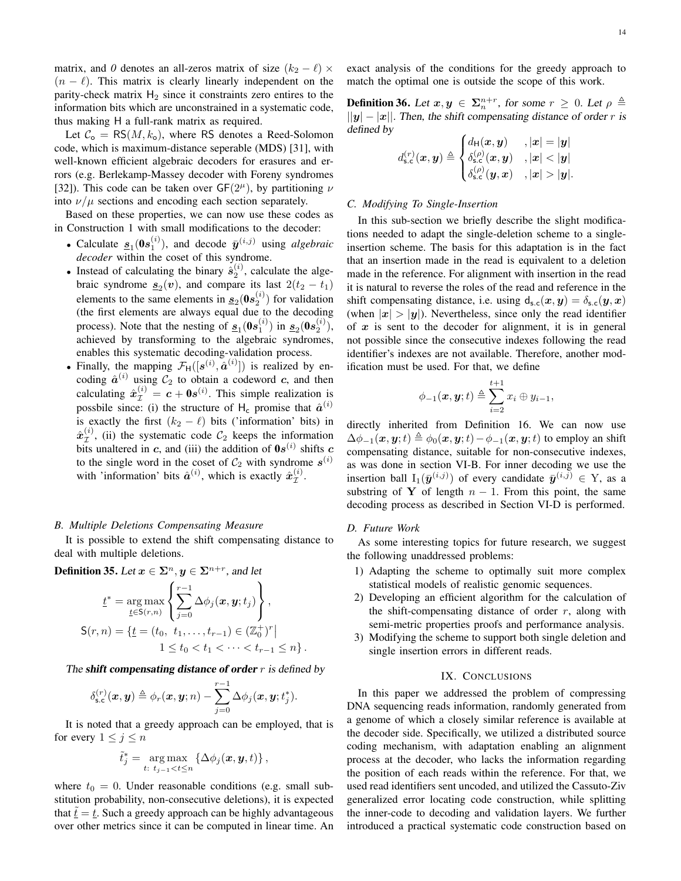matrix, and *0* denotes an all-zeros matrix of size $(k_2 - \ell) \times (n - \ell)$. This matrix is clearly linearly independent on the parity-check matrix $\mathsf{H}_2$ since it constraints zero entires to the information bits which are unconstrained in a systematic code, thus making $\mathsf{H}$ a full-rank matrix as required.

Let $\mathcal{C}_\mathsf{o} = \mathsf{RS}(M, k_\mathsf{o})$, where $\mathsf{RS}$ denotes a Reed-Solomon code, which is maximum-distance seperable (MDS) [31], with well-known efficient algebraic decoders for erasures and errors (e.g. Berlekamp-Massey decoder with Foreny syndromes [32]). This code can be taken over $\mathsf{GF}(2^\mu)$, by partitioning $\nu$ into $\nu/\mu$ sections and encoding each section separately.

Based on these properties, we can now use these codes as in Construction 1 with small modifications to the decoder:

- Calculate $\underline{\boldsymbol{s}}_1(\boldsymbol{0}\boldsymbol{s}_1^{(i)})$, and decode $\bar{\boldsymbol{y}}^{(i,j)}$ using *algebraic decoder* within the coset of this syndrome.
- Instead of calculating the binary $\hat{s}_2^{(i)}$, calculate the algebraic syndrome $\underline{\boldsymbol{s}}_2(\boldsymbol{v})$, and compare its last $2(t_2 - t_1)$ elements to the same elements in $\underline{\boldsymbol{s}}_2(\boldsymbol{0}\boldsymbol{s}_2^{(i)})$ for validation (the first elements are always equal due to the decoding process). Note that the nesting of $\underline{\boldsymbol{s}}_1(\boldsymbol{0}\boldsymbol{s}_1^{(i)})$ in $\underline{\boldsymbol{s}}_2(\boldsymbol{0}\boldsymbol{s}_2^{(i)})$, achieved by transforming to the algebraic syndromes, enables this systematic decoding-validation process.
- Finally, the mapping $\mathcal{F}_\mathsf{H}([\boldsymbol{s}^{(i)}, \hat{\boldsymbol{a}}^{(i)}])$ is realized by encoding $\hat{\boldsymbol{a}}^{(i)}$ using $\mathcal{C}_2$ to obtain a codeword $\boldsymbol{c}$, and then calculating $\hat{\boldsymbol{x}}_\mathcal{I}^{(i)} = \boldsymbol{c} + \boldsymbol{0}\boldsymbol{s}^{(i)}$. This simple realization is possbile since: (i) the structure of $\mathsf{H}_\mathsf{c}$ promise that $\hat{\boldsymbol{a}}^{(i)}$ is exactly the first $(k_2 - \ell)$ bits ('information' bits) in $\hat{\boldsymbol{x}}_\mathcal{I}^{(i)}$, (ii) the systematic code $\mathcal{C}_2$ keeps the information bits unaltered in $\boldsymbol{c}$, and (iii) the addition of $\boldsymbol{0}\boldsymbol{s}^{(i)}$ shifts $\boldsymbol{c}$ to the single word in the coset of $\mathcal{C}_2$ with syndrome $\boldsymbol{s}^{(i)}$ with 'information' bits $\hat{\boldsymbol{a}}^{(i)}$, which is exactly $\hat{\boldsymbol{x}}_\mathcal{I}^{(i)}$.

### *B. Multiple Deletions Compensating Measure*

It is possible to extend the shift compensating distance to deal with multiple deletions.

**Definition 35.** *Let $\boldsymbol{x} \in \boldsymbol{\Sigma}^n, \boldsymbol{y} \in \boldsymbol{\Sigma}^{n+r}$, and let*

$$\underline{t}^* = \underset{\underline{t} \in \mathsf{S}(r,n)}{\arg\max} \left\{ \sum_{j=0}^{r-1} \Delta\phi_j(\boldsymbol{x}, \boldsymbol{y}; t_j) \right\},$$

$$\mathsf{S}(r, n) = \{\underline{t} = (t_0,\ t_1, \ldots, t_{r-1}) \in (\mathbb{Z}_0^+)^r \big| \; 1 \leq t_0 < t_1 < \cdots < t_{r-1} \leq n\}.$$

*The **shift compensating distance of order** $r$ is defined by*

$$\delta_{\mathsf{s.c}}^{(r)}(\boldsymbol{x}, \boldsymbol{y}) \triangleq \phi_r(\boldsymbol{x}, \boldsymbol{y}; n) - \sum_{j=0}^{r-1} \Delta\phi_j(\boldsymbol{x}, \boldsymbol{y}; t_j^*).$$

It is noted that a greedy approach can be employed, that is for every $1 \leq j \leq n$

$$\tilde{t}_j^* = \underset{t:\ t_{j-1} < t \leq n}{\arg\max} \left\{\Delta\phi_j(\boldsymbol{x}, \boldsymbol{y}, t)\right\},$$

where $t_0 = 0$. Under reasonable conditions (e.g. small substitution probability, non-consecutive deletions), it is expected that $\tilde{\underline{t}} = \underline{t}$. Such a greedy approach can be highly advantageous over other metrics since it can be computed in linear time. An exact analysis of the conditions for the greedy approach to match the optimal one is outside the scope of this work.

**Definition 36.** *Let $\boldsymbol{x}, \boldsymbol{y} \in \boldsymbol{\Sigma}_n^{n+r}$, for some $r \geq 0$. Let $\rho \triangleq ||\boldsymbol{y}| - |\boldsymbol{x}||$. Then, the shift compensating distance of order $r$ is defined by*

$$d_{\mathsf{s.c}}^{(r)}(\boldsymbol{x}, \boldsymbol{y}) \triangleq \begin{cases} d_\mathsf{H}(\boldsymbol{x}, \boldsymbol{y}) & , |\boldsymbol{x}| = |\boldsymbol{y}| \\ \delta_{\mathsf{s.c}}^{(\rho)}(\boldsymbol{x}, \boldsymbol{y}) & , |\boldsymbol{x}| < |\boldsymbol{y}| \\ \delta_{\mathsf{s.c}}^{(\rho)}(\boldsymbol{y}, \boldsymbol{x}) & , |\boldsymbol{x}| > |\boldsymbol{y}|. \end{cases}$$

### *C. Modifying To Single-Insertion*

In this sub-section we briefly describe the slight modifications needed to adapt the single-deletion scheme to a single-insertion scheme. The basis for this adaptation is in the fact that an insertion made in the read is equivalent to a deletion made in the reference. For alignment with insertion in the read it is natural to reverse the roles of the read and reference in the shift compensating distance, i.e. using $\mathsf{d}_{\mathsf{s.c}}(\boldsymbol{x}, \boldsymbol{y}) = \delta_{\mathsf{s.c}}(\boldsymbol{y}, \boldsymbol{x})$ (when $|\boldsymbol{x}| > |\boldsymbol{y}|$). Nevertheless, since only the read identifier of $\boldsymbol{x}$ is sent to the decoder for alignment, it is in general not possible since the consecutive indexes following the read identifier's indexes are not available. Therefore, another modification must be used. For that, we define

$$\phi_{-1}(\boldsymbol{x}, \boldsymbol{y}; t) \triangleq \sum_{i=2}^{t+1} x_i \oplus y_{i-1},$$

directly inherited from Definition 16. We can now use $\Delta\phi_{-1}(\boldsymbol{x}, \boldsymbol{y}; t) \triangleq \phi_0(\boldsymbol{x}, \boldsymbol{y}; t) - \phi_{-1}(\boldsymbol{x}, \boldsymbol{y}; t)$ to employ an shift compensating distance, suitable for non-consecutive indexes, as was done in section VI-B. For inner decoding we use the insertion ball $\mathrm{I}_1(\bar{\boldsymbol{y}}^{(i,j)})$ of every candidate $\bar{\boldsymbol{y}}^{(i,j)} \in \mathrm{Y}$, as a substring of $\mathbf{Y}$ of length $n - 1$. From this point, the same decoding process as described in Section VI-D is performed.

### *D. Future Work*

As some interesting topics for future research, we suggest the following unaddressed problems:

1) Adapting the scheme to optimally suit more complex statistical models of realistic genomic sequences.
2) Developing an efficient algorithm for the calculation of the shift-compensating distance of order $r$, along with semi-metric properties proofs and performance analysis.
3) Modifying the scheme to support both single deletion and single insertion errors in different reads.

## IX. Conclusions

In this paper we addressed the problem of compressing DNA sequencing reads information, randomly generated from a genome of which a closely similar reference is available at the decoder side. Specifically, we utilized a distributed source coding mechanism, with adaptation enabling an alignment process at the decoder, who lacks the information regarding the position of each reads within the reference. For that, we used read identifiers sent uncoded, and utilized the Cassuto-Ziv generalized error locating code construction, while splitting the inner-code to decoding and validation layers. We further introduced a practical systematic code construction based on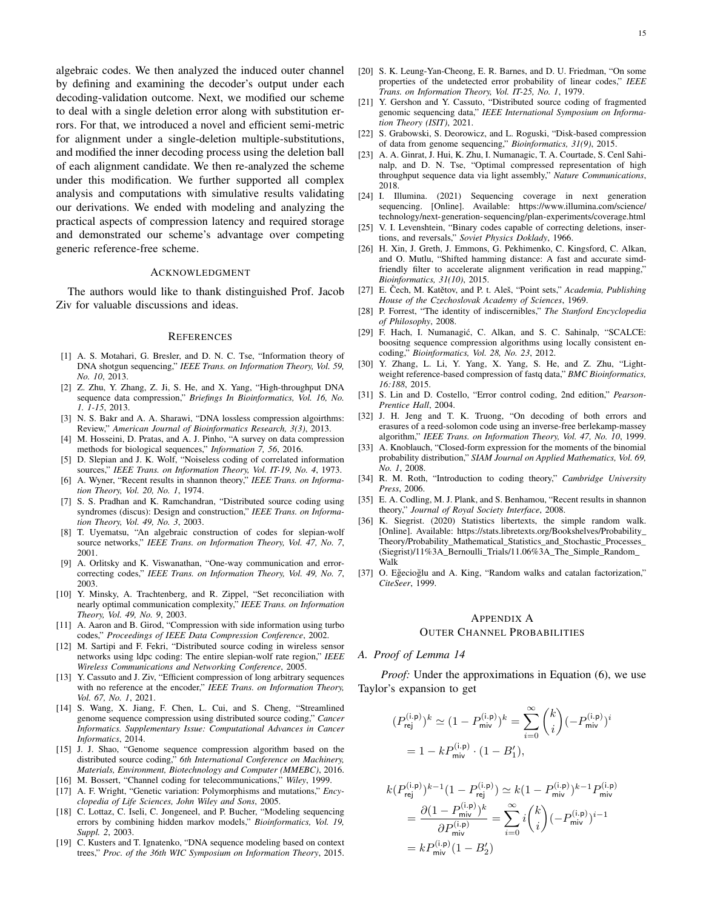algebraic codes. We then analyzed the induced outer channel by defining and examining the decoder's output under each decoding-validation outcome. Next, we modified our scheme to deal with a single deletion error along with substitution errors. For that, we introduced a novel and efficient semi-metric for alignment under a single-deletion multiple-substitutions, and modified the inner decoding process using the deletion ball of each alignment candidate. We then re-analyzed the scheme under this modification. We further supported all complex analysis and computations with simulative results validating our derivations. We ended with modeling and analyzing the practical aspects of compression latency and required storage and demonstrated our scheme's advantage over competing generic reference-free scheme.

## Acknowledgment

The authors would like to thank distinguished Prof. Jacob Ziv for valuable discussions and ideas.

## References

[1] A. S. Motahari, G. Bresler, and D. N. C. Tse, "Information theory of DNA shotgun sequencing," *IEEE Trans. on Information Theory, Vol. 59, No. 10*, 2013.

[2] Z. Zhu, Y. Zhang, Z. Ji, S. He, and X. Yang, "High-throughput DNA sequence data compression," *Briefings In Bioinformatics, Vol. 16, No. 1. 1-15*, 2013.

[3] N. S. Bakr and A. A. Sharawi, "DNA lossless compression algoirthms: Review," *American Journal of Bioinformatics Research, 3(3)*, 2013.

[4] M. Hosseini, D. Pratas, and A. J. Pinho, "A survey on data compression methods for biological sequences," *Information 7, 56*, 2016.

[5] D. Slepian and J. K. Wolf, "Noiseless coding of correlated information sources," *IEEE Trans. on Information Theory, Vol. IT-19, No. 4*, 1973.

[6] A. Wyner, "Recent results in shannon theory," *IEEE Trans. on Information Theory, Vol. 20, No. 1*, 1974.

[7] S. S. Pradhan and K. Ramchandran, "Distributed source coding using syndromes (discus): Design and construction," *IEEE Trans. on Information Theory, Vol. 49, No. 3*, 2003.

[8] T. Uyematsu, "An algebraic construction of codes for slepian-wolf source networks," *IEEE Trans. on Information Theory, Vol. 47, No. 7*, 2001.

[9] A. Orlitsky and K. Viswanathan, "One-way communication and error-correcting codes," *IEEE Trans. on Information Theory, Vol. 49, No. 7*, 2003.

[10] Y. Minsky, A. Trachtenberg, and R. Zippel, "Set reconciliation with nearly optimal communication complexity," *IEEE Trans. on Information Theory, Vol. 49, No. 9*, 2003.

[11] A. Aaron and B. Girod, "Compression with side information using turbo codes," *Proceedings of IEEE Data Compression Conference*, 2002.

[12] M. Sartipi and F. Fekri, "Distributed source coding in wireless sensor networks using ldpc coding: The entire slepian-wolf rate region," *IEEE Wireless Communications and Networking Conference*, 2005.

[13] Y. Cassuto and J. Ziv, "Efficient compression of long arbitrary sequences with no reference at the encoder," *IEEE Trans. on Information Theory, Vol. 67, No. 1*, 2021.

[14] S. Wang, X. Jiang, F. Chen, L. Cui, and S. Cheng, "Streamlined genome sequence compression using distributed source coding," *Cancer Informatics. Supplementary Issue: Computational Advances in Cancer Informatics*, 2014.

[15] J. J. Shao, "Genome sequence compression algorithm based on the distributed source coding," *6th International Conference on Machinery, Materials, Environment, Biotechnology and Computer (MMEBC)*, 2016.

[16] M. Bossert, "Channel coding for telecommunications," *Wiley*, 1999.

[17] A. F. Wright, "Genetic variation: Polymorphisms and mutations," *Encyclopedia of Life Sciences, John Wiley and Sons*, 2005.

[18] C. Lottaz, C. Iseli, C. Jongeneel, and P. Bucher, "Modeling sequencing errors by combining hidden markov models," *Bioinformatics, Vol. 19, Suppl. 2*, 2003.

[19] C. Kusters and T. Ignatenko, "DNA sequence modeling based on context trees," *Proc. of the 36th WIC Symposium on Information Theory*, 2015.

[20] S. K. Leung-Yan-Cheong, E. R. Barnes, and D. U. Friedman, "On some properties of the undetected error probability of linear codes," *IEEE Trans. on Information Theory, Vol. IT-25, No. 1*, 1979.

[21] Y. Gershon and Y. Cassuto, "Distributed source coding of fragmented genomic sequencing data," *IEEE International Symposium on Information Theory (ISIT)*, 2021.

[22] S. Grabowski, S. Deorowicz, and L. Roguski, "Disk-based compression of data from genome sequencing," *Bioinformatics, 31(9)*, 2015.

[23] A. A. Ginrat, J. Hui, K. Zhu, I. Numanagic, T. A. Courtade, S. Cenl Sahinalp, and D. N. Tse, "Optimal compressed representation of high throughput sequence data via light assembly," *Nature Communications*, 2018.

[24] I. Illumina. (2021) Sequencing coverage in next generation sequencing. [Online]. Available: https://www.illumina.com/science/technology/next-generation-sequencing/plan-experiments/coverage.html

[25] V. I. Levenshtein, "Binary codes capable of correcting deletions, insertions, and reversals," *Soviet Physics Doklady*, 1966.

[26] H. Xin, J. Greth, J. Emmons, G. Pekhimenko, C. Kingsford, C. Alkan, and O. Mutlu, "Shifted hamming distance: A fast and accurate simd-friendly filter to accelerate alignment verification in read mapping," *Bioinformatics, 31(10)*, 2015.

[27] E. Čech, M. Katětov, and P. t. Aleš, "Point sets," *Academia, Publishing House of the Czechoslovak Academy of Sciences*, 1969.

[28] P. Forrest, "The identity of indiscernibles," *The Stanford Encyclopedia of Philosophy*, 2008.

[29] F. Hach, I. Numanagić, C. Alkan, and S. C. Sahinalp, "SCALCE: boositng sequence compression algorithms using locally consistent encoding," *Bioinformatics, Vol. 28, No. 23*, 2012.

[30] Y. Zhang, L. Li, Y. Yang, X. Yang, S. He, and Z. Zhu, "Light-weight reference-based compression of fastq data," *BMC Bioinformatics, 16:188*, 2015.

[31] S. Lin and D. Costello, "Error control coding, 2nd edition," *Pearson-Prentice Hall*, 2004.

[32] J. H. Jeng and T. K. Truong, "On decoding of both errors and erasures of a reed-solomon code using an inverse-free berlekamp-massey algorithm," *IEEE Trans. on Information Theory, Vol. 47, No. 10*, 1999.

[33] A. Knoblauch, "Closed-form expression for the moments of the binomial probability distribution," *SIAM Journal on Applied Mathematics, Vol. 69, No. 1*, 2008.

[34] R. M. Roth, "Introduction to coding theory," *Cambridge University Press*, 2006.

[35] E. A. Codling, M. J. Plank, and S. Benhamou, "Recent results in shannon theory," *Journal of Royal Society Interface*, 2008.

[36] K. Siegrist. (2020) Statistics libertexts, the simple random walk. [Online]. Available: https://stats.libretexts.org/Bookshelves/Probability_Theory/Probability_Mathematical_Statistics_and_Stochastic_Processes_(Siegrist)/11%3A_Bernoulli_Trials/11.06%3A_The_Simple_Random_Walk

[37] O. Eğecioğlu and A. King, "Random walks and catalan factorization," *CiteSeer*, 1999.

# Appendix A
# Outer Channel Probabilities

### A. Proof of Lemma 14

*Proof:* Under the approximations in Equation (6), we use Taylor's expansion to get

$$
\begin{aligned}
(P_{\mathsf{rej}}^{(\mathsf{i.p})})^k &\simeq (1-P_{\mathsf{miv}}^{(\mathsf{i.p})})^k = \sum_{i=0}^{\infty}\binom{k}{i}(-P_{\mathsf{miv}}^{(\mathsf{i.p})})^i \\
&= 1 - kP_{\mathsf{miv}}^{(\mathsf{i.p})}\cdot(1-B_1'),
\end{aligned}
$$

$$
\begin{aligned}
k(P_{\mathsf{rej}}^{(\mathsf{i.p})})^{k-1}(1-P_{\mathsf{rej}}^{(\mathsf{i.p})}) &\simeq k(1-P_{\mathsf{miv}}^{(\mathsf{i.p})})^{k-1}P_{\mathsf{miv}}^{(\mathsf{i.p})} \\
&= \frac{\partial(1-P_{\mathsf{miv}}^{(\mathsf{i.p})})^k}{\partial P_{\mathsf{miv}}^{(\mathsf{i.p})}} = \sum_{i=0}^{\infty} i\binom{k}{i}(-P_{\mathsf{miv}}^{(\mathsf{i.p})})^{i-1} \\
&= kP_{\mathsf{miv}}^{(\mathsf{i.p})}(1-B_2')
\end{aligned}
$$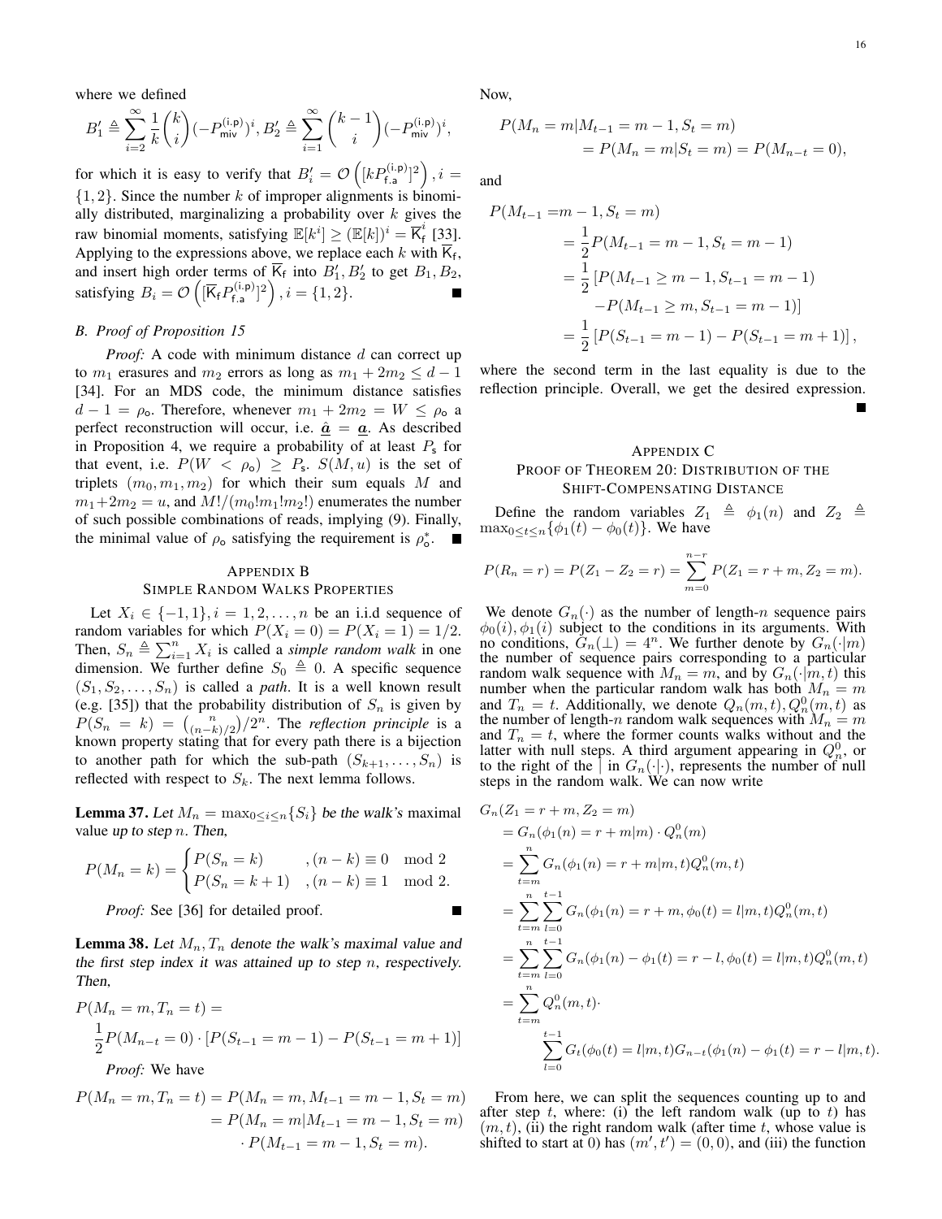where we defined

$$B_1' \triangleq \sum_{i=2}^{\infty} \frac{1}{k}\binom{k}{i}(-P_{\mathsf{miv}}^{(\mathsf{i.p})})^i, B_2' \triangleq \sum_{i=1}^{\infty}\binom{k-1}{i}(-P_{\mathsf{miv}}^{(\mathsf{i.p})})^i,$$

for which it is easy to verify that $B_i' = \mathcal{O}\left([kP_{\mathsf{f.a}}^{(\mathsf{i.p})}]^2\right), i = \{1,2\}$. Since the number $k$ of improper alignments is binomially distributed, marginalizing a probability over $k$ gives the raw binomial moments, satisfying $\mathbb{E}[k^i] \geq (\mathbb{E}[k])^i = \overline{\mathsf{K}}_{\mathsf{f}}^i$ [33]. Applying to the expressions above, we replace each $k$ with $\overline{\mathsf{K}}_{\mathsf{f}}$, and insert high order terms of $\overline{\mathsf{K}}_{\mathsf{f}}$ into $B_1', B_2'$ to get $B_1, B_2$, satisfying $B_i = \mathcal{O}\left([\overline{\mathsf{K}}_{\mathsf{f}} P_{\mathsf{f.a}}^{(\mathsf{i.p})}]^2\right), i = \{1,2\}$. ■

### B. Proof of Proposition 15

*Proof:* A code with minimum distance $d$ can correct up to $m_1$ erasures and $m_2$ errors as long as $m_1 + 2m_2 \leq d-1$ [34]. For an MDS code, the minimum distance satisfies $d - 1 = \rho_{\mathsf{o}}$. Therefore, whenever $m_1 + 2m_2 = W \leq \rho_{\mathsf{o}}$ a perfect reconstruction will occur, i.e. $\hat{\underline{\boldsymbol{a}}} = \underline{\boldsymbol{a}}$. As described in Proposition 4, we require a probability of at least $P_{\mathsf{s}}$ for that event, i.e. $P(W < \rho_{\mathsf{o}}) \geq P_{\mathsf{s}}$. $S(M,u)$ is the set of triplets $(m_0, m_1, m_2)$ for which their sum equals $M$ and $m_1 + 2m_2 = u$, and $M!/(m_0!m_1!m_2!)$ enumerates the number of such possible combinations of reads, implying (9). Finally, the minimal value of $\rho_{\mathsf{o}}$ satisfying the requirement is $\rho_{\mathsf{o}}^*$. ■

## Appendix B
## Simple Random Walks Properties

Let $X_i \in \{-1, 1\}, i = 1, 2, \ldots, n$ be an i.i.d sequence of random variables for which $P(X_i = 0) = P(X_i = 1) = 1/2$. Then, $S_n \triangleq \sum_{i=1}^n X_i$ is called a *simple random walk* in one dimension. We further define $S_0 \triangleq 0$. A specific sequence $(S_1, S_2, \ldots, S_n)$ is called a *path*. It is a well known result (e.g. [35]) that the probability distribution of $S_n$ is given by $P(S_n = k) = \binom{n}{(n-k)/2}/2^n$. The *reflection principle* is a known property stating that for every path there is a bijection to another path for which the sub-path $(S_{k+1}, \ldots, S_n)$ is reflected with respect to $S_k$. The next lemma follows.

**Lemma 37.** *Let $M_n = \max_{0 \leq i \leq n}\{S_i\}$ be the walk's maximal value up to step $n$. Then,*

$$P(M_n = k) = \begin{cases} P(S_n = k) & ,(n-k) \equiv 0 \mod 2 \\ P(S_n = k+1) & ,(n-k) \equiv 1 \mod 2. \end{cases}$$

*Proof:* See [36] for detailed proof. ■

**Lemma 38.** *Let $M_n, T_n$ denote the walk's maximal value and the first step index it was attained up to step $n$, respectively. Then,*

$$P(M_n = m, T_n = t) = \frac{1}{2}P(M_{n-t} = 0) \cdot [P(S_{t-1} = m-1) - P(S_{t-1} = m+1)]$$

*Proof:* We have

$$\begin{aligned} P(M_n = m, T_n = t) &= P(M_n = m, M_{t-1} = m-1, S_t = m) \\ &= P(M_n = m | M_{t-1} = m-1, S_t = m) \\ &\quad \cdot P(M_{t-1} = m-1, S_t = m). \end{aligned}$$

Now,

$$\begin{aligned} &P(M_n = m | M_{t-1} = m-1, S_t = m) \\ &\quad = P(M_n = m | S_t = m) = P(M_{n-t} = 0), \end{aligned}$$

and

$$\begin{aligned} P(M_{t-1} = &m-1, S_t = m) \\ &= \frac{1}{2}P(M_{t-1} = m-1, S_t = m-1) \\ &= \frac{1}{2}\left[P(M_{t-1} \geq m-1, S_{t-1} = m-1) \right. \\ &\qquad \left. - P(M_{t-1} \geq m, S_{t-1} = m-1)\right] \\ &= \frac{1}{2}\left[P(S_{t-1} = m-1) - P(S_{t-1} = m+1)\right], \end{aligned}$$

where the second term in the last equality is due to the reflection principle. Overall, we get the desired expression. ■

## Appendix C
## Proof of Theorem 20: Distribution of the Shift-Compensating Distance

Define the random variables $Z_1 \triangleq \phi_1(n)$ and $Z_2 \triangleq \max_{0 \leq t \leq n}\{\phi_1(t) - \phi_0(t)\}$. We have

$$P(R_n = r) = P(Z_1 - Z_2 = r) = \sum_{m=0}^{n-r} P(Z_1 = r+m, Z_2 = m).$$

We denote $G_n(\cdot)$ as the number of length-$n$ sequence pairs $\phi_0(i), \phi_1(i)$ subject to the conditions in its arguments. With no conditions, $G_n(\perp) = 4^n$. We further denote by $G_n(\cdot|m)$ the number of sequence pairs corresponding to a particular random walk sequence with $M_n = m$, and by $G_n(\cdot|m,t)$ this number when the particular random walk has both $M_n = m$ and $T_n = t$. Additionally, we denote $Q_n(m,t), Q_n^0(m,t)$ as the number of length-$n$ random walk sequences with $M_n = m$ and $T_n = t$, where the former counts walks without and the latter with null steps. A third argument appearing in $Q_n^0$, or to the right of the $|$ in $G_n(\cdot|\cdot)$, represents the number of null steps in the random walk. We can now write

$$\begin{aligned} &G_n(Z_1 = r+m, Z_2 = m) \\ &= G_n(\phi_1(n) = r+m|m) \cdot Q_n^0(m) \\ &= \sum_{t=m}^{n} G_n(\phi_1(n) = r+m|m,t) Q_n^0(m,t) \\ &= \sum_{t=m}^{n}\sum_{l=0}^{t-1} G_n(\phi_1(n) = r+m, \phi_0(t) = l|m,t) Q_n^0(m,t) \\ &= \sum_{t=m}^{n}\sum_{l=0}^{t-1} G_n(\phi_1(n) - \phi_1(t) = r-l, \phi_0(t) = l|m,t) Q_n^0(m,t) \\ &= \sum_{t=m}^{n} Q_n^0(m,t) \cdot \\ &\qquad \sum_{l=0}^{t-1} G_t(\phi_0(t) = l|m,t) G_{n-t}(\phi_1(n) - \phi_1(t) = r-l|m,t). \end{aligned}$$

From here, we can split the sequences counting up to and after step $t$, where: (i) the left random walk (up to $t$) has $(m,t)$, (ii) the right random walk (after time $t$, whose value is shifted to start at 0) has $(m', t') = (0,0)$, and (iii) the function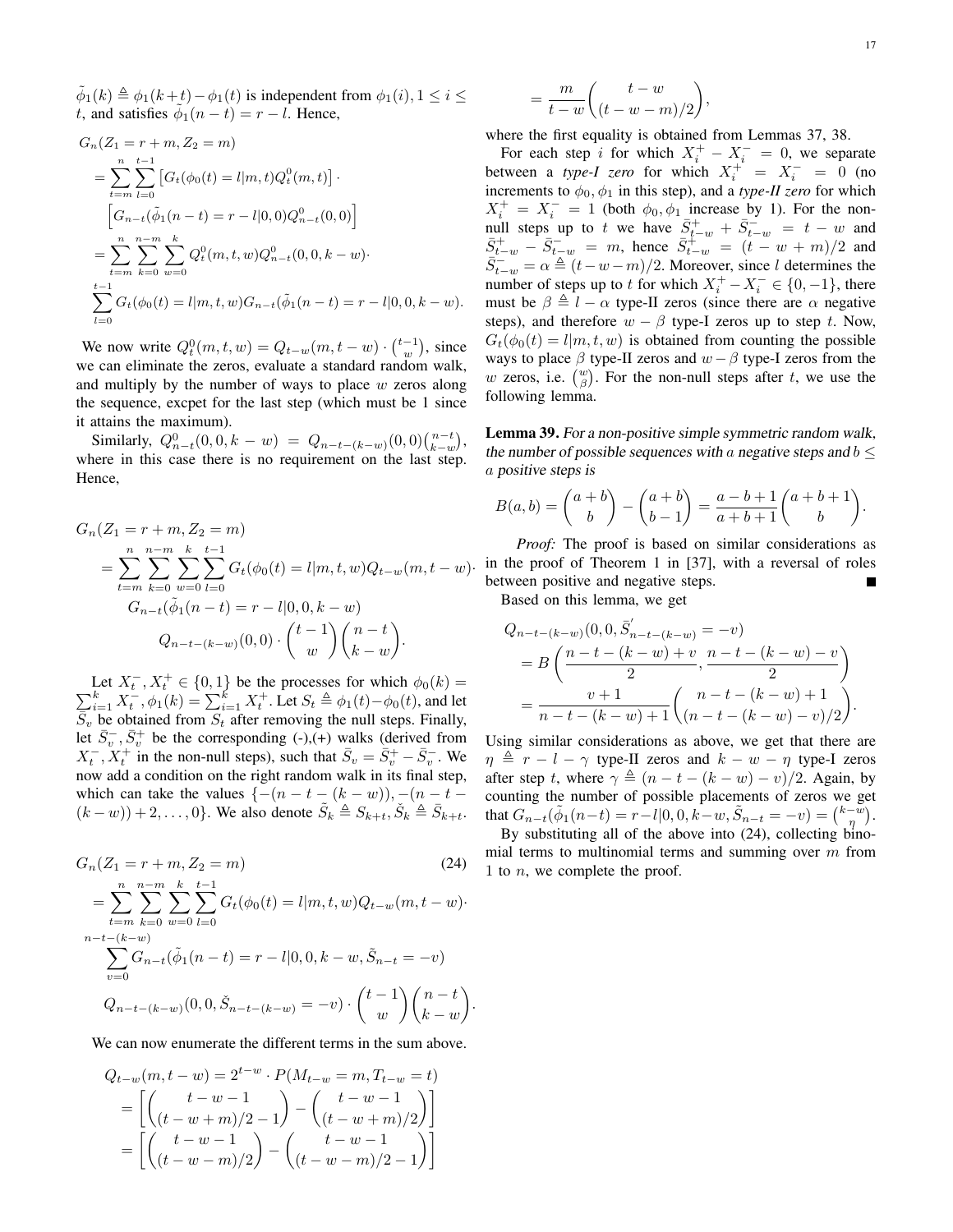$\tilde{\phi}_1(k) \triangleq \phi_1(k+t) - \phi_1(t)$ is independent from $\phi_1(i), 1 \leq i \leq t$, and satisfies $\tilde{\phi}_1(n-t) = r - l$. Hence,

$$
\begin{aligned}
&G_n(Z_1 = r+m, Z_2 = m) \\
&= \sum_{t=m}^{n} \sum_{l=0}^{t-1} \left[G_t(\phi_0(t) = l | m, t) Q_t^0(m,t)\right] \cdot \\
&\quad \left[G_{n-t}(\tilde{\phi}_1(n-t) = r-l | 0, 0) Q_{n-t}^0(0,0)\right] \\
&= \sum_{t=m}^{n} \sum_{k=0}^{n-m} \sum_{w=0}^{k} Q_t^0(m,t,w) Q_{n-t}^0(0,0,k-w) \cdot \\
&\quad \sum_{l=0}^{t-1} G_t(\phi_0(t) = l | m,t,w) G_{n-t}(\tilde{\phi}_1(n-t) = r-l | 0,0,k-w).
\end{aligned}
$$

We now write $Q_t^0(m,t,w) = Q_{t-w}(m, t-w) \cdot \binom{t-1}{w}$, since we can eliminate the zeros, evaluate a standard random walk, and multiply by the number of ways to place $w$ zeros along the sequence, excpet for the last step (which must be 1 since it attains the maximum).

Similarly, $Q_{n-t}^0(0,0,k-w) = Q_{n-t-(k-w)}(0,0)\binom{n-t}{k-w}$, where in this case there is no requirement on the last step. Hence,

$$
\begin{aligned}
&G_n(Z_1 = r+m, Z_2 = m) \\
&= \sum_{t=m}^{n} \sum_{k=0}^{n-m} \sum_{w=0}^{k} \sum_{l=0}^{t-1} G_t(\phi_0(t) = l | m,t,w) Q_{t-w}(m, t-w) \cdot \\
&\quad G_{n-t}(\tilde{\phi}_1(n-t) = r-l | 0,0,k-w) \\
&\quad Q_{n-t-(k-w)}(0,0) \cdot \binom{t-1}{w}\binom{n-t}{k-w}.
\end{aligned}
$$

Let $X_t^-, X_t^+ \in \{0,1\}$ be the processes for which $\phi_0(k) = \sum_{i=1}^{k} X_t^-, \phi_1(k) = \sum_{i=1}^{k} X_t^+$. Let $S_t \triangleq \phi_1(t) - \phi_0(t)$, and let $\bar{S}_v$ be obtained from $S_t$ after removing the null steps. Finally, let $\bar{S}_v^-, \bar{S}_v^+$ be the corresponding (-),(+) walks (derived from $X_t^-, X_t^+$ in the non-null steps), such that $\bar{S}_v = \bar{S}_v^+ - \bar{S}_v^-$. We now add a condition on the right random walk in its final step, which can take the values $\{-(n-t-(k-w)), -(n-t-(k-w))+2, \ldots, 0\}$. We also denote $\tilde{S}_k \triangleq S_{k+t}, \check{S}_k \triangleq \bar{S}_{k+t}$.

$$
\begin{aligned}
&G_n(Z_1 = r+m, Z_2 = m) \qquad (24) \\
&= \sum_{t=m}^{n} \sum_{k=0}^{n-m} \sum_{w=0}^{k} \sum_{l=0}^{t-1} G_t(\phi_0(t) = l | m,t,w) Q_{t-w}(m, t-w) \cdot \\
&\quad \sum_{v=0}^{n-t-(k-w)} G_{n-t}(\tilde{\phi}_1(n-t) = r-l | 0,0,k-w, \tilde{S}_{n-t} = -v) \\
&\quad Q_{n-t-(k-w)}(0,0,\check{S}_{n-t-(k-w)} = -v) \cdot \binom{t-1}{w}\binom{n-t}{k-w}.
\end{aligned}
$$

We can now enumerate the different terms in the sum above.

$$
\begin{aligned}
&Q_{t-w}(m, t-w) = 2^{t-w} \cdot P(M_{t-w} = m, T_{t-w} = t) \\
&= \left[\binom{t-w-1}{(t-w+m)/2 - 1} - \binom{t-w-1}{(t-w+m)/2}\right] \\
&= \left[\binom{t-w-1}{(t-w-m)/2} - \binom{t-w-1}{(t-w-m)/2 - 1}\right] \\
&= \frac{m}{t-w}\binom{t-w}{(t-w-m)/2},
\end{aligned}
$$

where the first equality is obtained from Lemmas 37, 38.

For each step $i$ for which $X_i^+ - X_i^- = 0$, we separate between a *type-I zero* for which $X_i^+ = X_i^- = 0$ (no increments to $\phi_0, \phi_1$ in this step), and a *type-II zero* for which $X_i^+ = X_i^- = 1$ (both $\phi_0, \phi_1$ increase by 1). For the non-null steps up to $t$ we have $\bar{S}_{t-w}^+ + \bar{S}_{t-w}^- = t - w$ and $\bar{S}_{t-w}^+ - \bar{S}_{t-w}^- = m$, hence $\bar{S}_{t-w}^+ = (t-w+m)/2$ and $\bar{S}_{t-w}^- = \alpha \triangleq (t-w-m)/2$. Moreover, since $l$ determines the number of steps up to $t$ for which $X_i^+ - X_i^- \in \{0, -1\}$, there must be $\beta \triangleq l - \alpha$ type-II zeros (since there are $\alpha$ negative steps), and therefore $w - \beta$ type-I zeros up to step $t$. Now, $G_t(\phi_0(t) = l | m,t,w)$ is obtained from counting the possible ways to place $\beta$ type-II zeros and $w-\beta$ type-I zeros from the $w$ zeros, i.e. $\binom{w}{\beta}$. For the non-null steps after $t$, we use the following lemma.

**Lemma 39.** *For a non-positive simple symmetric random walk, the number of possible sequences with $a$ negative steps and $b \leq a$ positive steps is*

$$
B(a,b) = \binom{a+b}{b} - \binom{a+b}{b-1} = \frac{a-b+1}{a+b+1}\binom{a+b+1}{b}.
$$

*Proof:* The proof is based on similar considerations as in the proof of Theorem 1 in [37], with a reversal of roles between positive and negative steps. ∎

Based on this lemma, we get

$$
\begin{aligned}
&Q_{n-t-(k-w)}(0,0,\bar{S}'_{n-t-(k-w)} = -v) \\
&= B\left(\frac{n-t-(k-w)+v}{2}, \frac{n-t-(k-w)-v}{2}\right) \\
&= \frac{v+1}{n-t-(k-w)+1}\binom{n-t-(k-w)+1}{(n-t-(k-w)-v)/2}.
\end{aligned}
$$

Using similar considerations as above, we get that there are $\eta \triangleq r - l - \gamma$ type-II zeros and $k - w - \eta$ type-I zeros after step $t$, where $\gamma \triangleq (n-t-(k-w)-v)/2$. Again, by counting the number of possible placements of zeros we get that $G_{n-t}(\tilde{\phi}_1(n-t) = r-l | 0,0,k-w, \tilde{S}_{n-t} = -v) = \binom{k-w}{\eta}$.

By substituting all of the above into (24), collecting binomial terms to multinomial terms and summing over $m$ from 1 to $n$, we complete the proof.